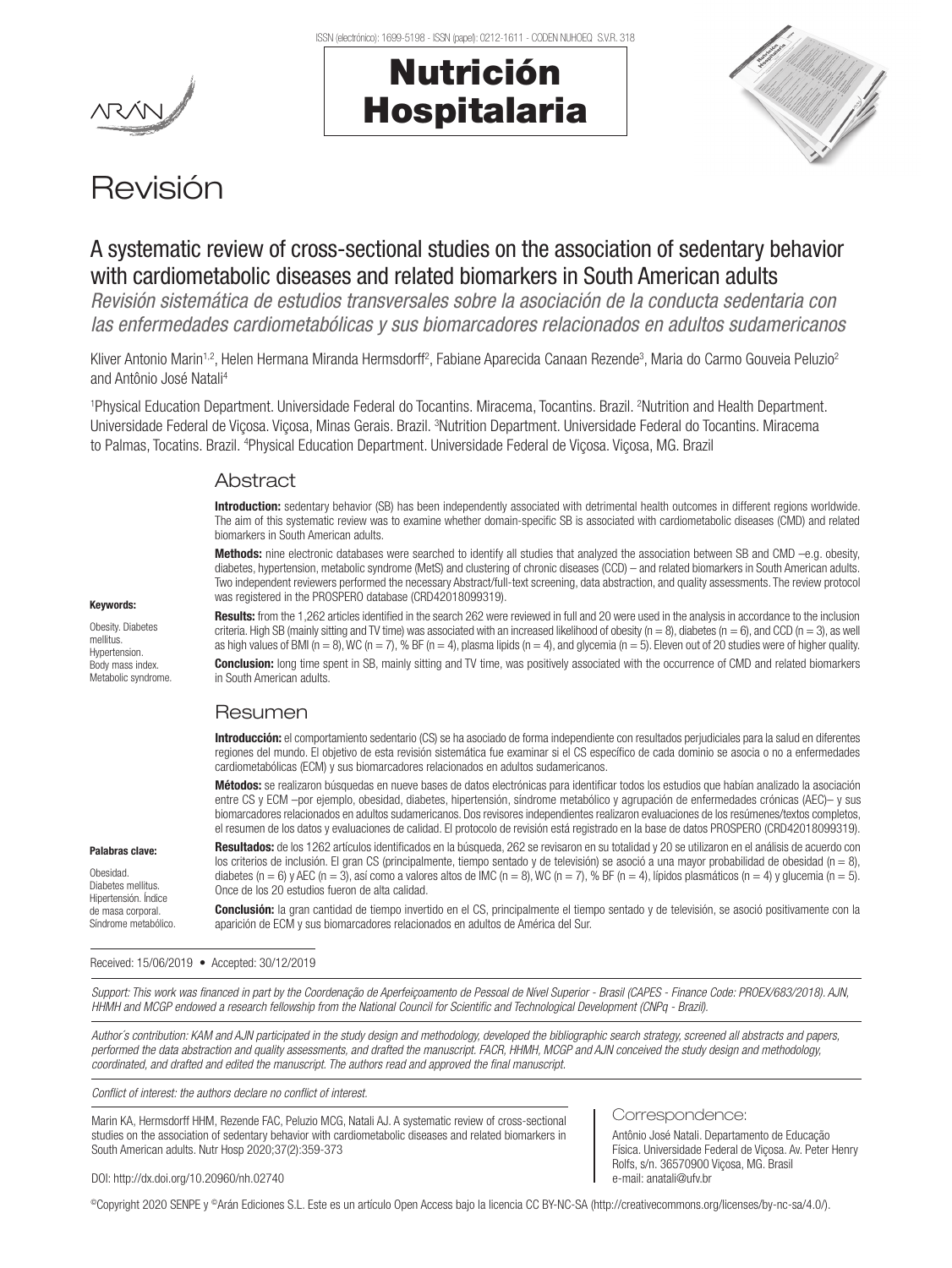# Revisión

## A systematic review of cross-sectional studies on the association of sedentary behavior with cardiometabolic diseases and related biomarkers in South American adults

*Revisión sistemática de estudios transversales sobre la asociación de la conducta sedentaria con las enfermedades cardiometabólicas y sus biomarcadores relacionados en adultos sudamericanos*

Kliver Antonio Marin[1,2], Helen Hermana Miranda Hermsdorff[2], Fabiane Aparecida Canaan Rezende[3], Maria do Carmo Gouveia Peluzio[2] and Antônio José Natali[4]

[1]Physical Education Department. Universidade Federal do Tocantins. Miracema, Tocantins. Brazil. [2]Nutrition and Health Department. Universidade Federal de Viçosa. Viçosa, Minas Gerais. Brazil. [3]Nutrition Department. Universidade Federal do Tocantins. Miracema to Palmas, Tocatins. Brazil. [4]Physical Education Department. Universidade Federal de Viçosa. Viçosa, MG. Brazil

### Abstract

**Introduction:** sedentary behavior (SB) has been independently associated with detrimental health outcomes in different regions worldwide. The aim of this systematic review was to examine whether domain-specific SB is associated with cardiometabolic diseases (CMD) and related biomarkers in South American adults.

**Methods:** nine electronic databases were searched to identify all studies that analyzed the association between SB and CMD –e.g. obesity, diabetes, hypertension, metabolic syndrome (MetS) and clustering of chronic diseases (CCD) – and related biomarkers in South American adults. Two independent reviewers performed the necessary Abstract/full-text screening, data abstraction, and quality assessments. The review protocol was registered in the PROSPERO database (CRD42018099319).

**Results:** from the 1,262 articles identified in the search 262 were reviewed in full and 20 were used in the analysis in accordance to the inclusion criteria. High SB (mainly sitting and TV time) was associated with an increased likelihood of obesity (n = 8), diabetes (n = 6), and CCD (n = 3), as well as high values of BMI (n = 8), WC (n = 7), % BF (n = 4), plasma lipids (n = 4), and glycemia (n = 5). Eleven out of 20 studies were of higher quality.

**Conclusion:** long time spent in SB, mainly sitting and TV time, was positively associated with the occurrence of CMD and related biomarkers in South American adults.

**Keywords:**

Obesity. Diabetes mellitus. Hypertension. Body mass index. Metabolic syndrome.

### Resumen

**Introducción:** el comportamiento sedentario (CS) se ha asociado de forma independiente con resultados perjudiciales para la salud en diferentes regiones del mundo. El objetivo de esta revisión sistemática fue examinar si el CS específico de cada dominio se asocia o no a enfermedades cardiometabólicas (ECM) y sus biomarcadores relacionados en adultos sudamericanos.

**Métodos:** se realizaron búsquedas en nueve bases de datos electrónicas para identificar todos los estudios que habían analizado la asociación entre CS y ECM –por ejemplo, obesidad, diabetes, hipertensión, síndrome metabólico y agrupación de enfermedades crónicas (AEC)– y sus biomarcadores relacionados en adultos sudamericanos. Dos revisores independientes realizaron evaluaciones de los resúmenes/textos completos, el resumen de los datos y evaluaciones de calidad. El protocolo de revisión está registrado en la base de datos PROSPERO (CRD42018099319).

**Resultados:** de los 1262 artículos identificados en la búsqueda, 262 se revisaron en su totalidad y 20 se utilizaron en el análisis de acuerdo con los criterios de inclusión. El gran CS (principalmente, tiempo sentado y de televisión) se asoció a una mayor probabilidad de obesidad (n = 8), diabetes (n = 6) y AEC (n = 3), así como a valores altos de IMC (n = 8), WC (n = 7), % BF (n = 4), lípidos plasmáticos (n = 4) y glucemia (n = 5). Once de los 20 estudios fueron de alta calidad.

**Conclusión:** la gran cantidad de tiempo invertido en el CS, principalmente el tiempo sentado y de televisión, se asoció positivamente con la aparición de ECM y sus biomarcadores relacionados en adultos de América del Sur.

**Palabras clave:**

Obesidad. Diabetes mellitus. Hipertensión. Índice de masa corporal. Síndrome metabólico.

Received: 15/06/2019 • Accepted: 30/12/2019

*Support: This work was financed in part by the Coordenação de Aperfeiçoamento de Pessoal de Nível Superior - Brasil (CAPES - Finance Code: PROEX/683/2018). AJN, HHMH and MCGP endowed a research fellowship from the National Council for Scientific and Technological Development (CNPq - Brazil).*

*Author´s contribution: KAM and AJN participated in the study design and methodology, developed the bibliographic search strategy, screened all abstracts and papers, performed the data abstraction and quality assessments, and drafted the manuscript. FACR, HHMH, MCGP and AJN conceived the study design and methodology, coordinated, and drafted and edited the manuscript. The authors read and approved the final manuscript.*

*Conflict of interest: the authors declare no conflict of interest.*

Marin KA, Hermsdorff HHM, Rezende FAC, Peluzio MCG, Natali AJ. A systematic review of cross-sectional studies on the association of sedentary behavior with cardiometabolic diseases and related biomarkers in South American adults. Nutr Hosp 2020;37(2):359-373

DOI: http://dx.doi.org/10.20960/nh.02740

**Correspondence:**

Antônio José Natali. Departamento de Educação Física. Universidade Federal de Viçosa. Av. Peter Henry Rolfs, s/n. 36570900 Viçosa, MG. Brasil
e-mail: anatali@ufv.br

©Copyright 2020 SENPE y ©Arán Ediciones S.L. Este es un artículo Open Access bajo la licencia CC BY-NC-SA (http://creativecommons.org/licenses/by-nc-sa/4.0/).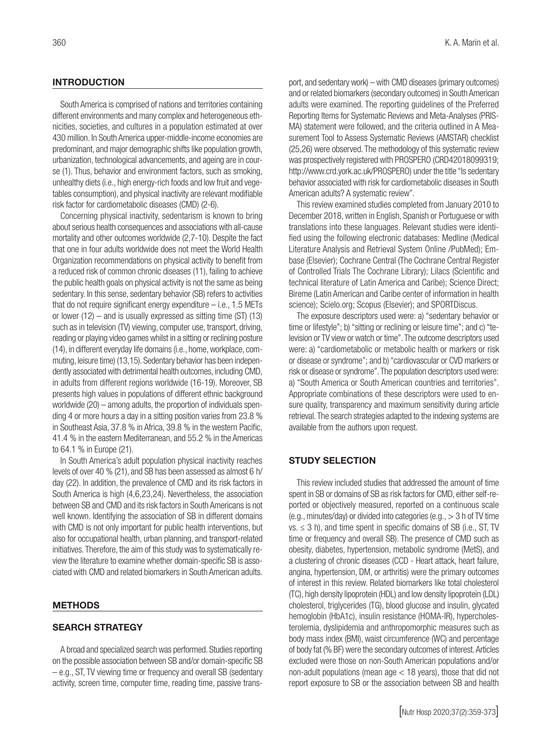## INTRODUCTION

South America is comprised of nations and territories containing different environments and many complex and heterogeneous ethnicities, societies, and cultures in a population estimated at over 430 million. In South America upper-middle-income economies are predominant, and major demographic shifts like population growth, urbanization, technological advancements, and ageing are in course (1). Thus, behavior and environment factors, such as smoking, unhealthy diets (i.e., high energy-rich foods and low fruit and vegetables consumption), and physical inactivity are relevant modifiable risk factor for cardiometabolic diseases (CMD) (2-6).

Concerning physical inactivity, sedentarism is known to bring about serious health consequences and associations with all-cause mortality and other outcomes worldwide (2,7-10). Despite the fact that one in four adults worldwide does not meet the World Health Organization recommendations on physical activity to benefit from a reduced risk of common chronic diseases (11), failing to achieve the public health goals on physical activity is not the same as being sedentary. In this sense, sedentary behavior (SB) refers to activities that do not require significant energy expenditure – i.e., 1.5 METs or lower (12) – and is usually expressed as sitting time (ST) (13) such as in television (TV) viewing, computer use, transport, driving, reading or playing video games whilst in a sitting or reclining posture (14), in different everyday life domains (i.e., home, workplace, commuting, leisure time) (13,15). Sedentary behavior has been independently associated with detrimental health outcomes, including CMD, in adults from different regions worldwide (16-19). Moreover, SB presents high values in populations of different ethnic background worldwide (20) – among adults, the proportion of individuals spending 4 or more hours a day in a sitting position varies from 23.8 % in Southeast Asia, 37.8 % in Africa, 39.8 % in the western Pacific, 41.4 % in the eastern Mediterranean, and 55.2 % in the Americas to 64.1 % in Europe (21).

In South America's adult population physical inactivity reaches levels of over 40 % (21), and SB has been assessed as almost 6 h/day (22). In addition, the prevalence of CMD and its risk factors in South America is high (4,6,23,24). Nevertheless, the association between SB and CMD and its risk factors in South Americans is not well known. Identifying the association of SB in different domains with CMD is not only important for public health interventions, but also for occupational health, urban planning, and transport-related initiatives. Therefore, the aim of this study was to systematically review the literature to examine whether domain-specific SB is associated with CMD and related biomarkers in South American adults.

## METHODS

### SEARCH STRATEGY

A broad and specialized search was performed. Studies reporting on the possible association between SB and/or domain-specific SB – e.g., ST, TV viewing time or frequency and overall SB (sedentary activity, screen time, computer time, reading time, passive transport, and sedentary work) – with CMD diseases (primary outcomes) and or related biomarkers (secondary outcomes) in South American adults were examined. The reporting guidelines of the Preferred Reporting Items for Systematic Reviews and Meta-Analyses (PRISMA) statement were followed, and the criteria outlined in A Measurement Tool to Assess Systematic Reviews (AMSTAR) checklist (25,26) were observed. The methodology of this systematic review was prospectively registered with PROSPERO (CRD42018099319; http://www.crd.york.ac.uk/PROSPERO) under the title "Is sedentary behavior associated with risk for cardiometabolic diseases in South American adults? A systematic review".

This review examined studies completed from January 2010 to December 2018, written in English, Spanish or Portuguese or with translations into these languages. Relevant studies were identified using the following electronic databases: Medline (Medical Literature Analysis and Retrieval System Online /PubMed); Embase (Elsevier); Cochrane Central (The Cochrane Central Register of Controlled Trials The Cochrane Library); Lilacs (Scientific and technical literature of Latin America and Caribe); Science Direct; Bireme (Latin American and Caribe center of information in health science); Scielo.org; Scopus (Elsevier); and SPORTDiscus.

The exposure descriptors used were: a) "sedentary behavior or time or lifestyle"; b) "sitting or reclining or leisure time"; and c) "television or TV view or watch or time". The outcome descriptors used were: a) "cardiometabolic or metabolic health or markers or risk or disease or syndrome"; and b) "cardiovascular or CVD markers or risk or disease or syndrome". The population descriptors used were: a) "South America or South American countries and territories". Appropriate combinations of these descriptors were used to ensure quality, transparency and maximum sensitivity during article retrieval. The search strategies adapted to the indexing systems are available from the authors upon request.

### STUDY SELECTION

This review included studies that addressed the amount of time spent in SB or domains of SB as risk factors for CMD, either self-reported or objectively measured, reported on a continuous scale (e.g., minutes/day) or divided into categories (e.g., > 3 h of TV time vs. ≤ 3 h), and time spent in specific domains of SB (i.e., ST, TV time or frequency and overall SB). The presence of CMD such as obesity, diabetes, hypertension, metabolic syndrome (MetS), and a clustering of chronic diseases (CCD - Heart attack, heart failure, angina, hypertension, DM, or arthritis) were the primary outcomes of interest in this review. Related biomarkers like total cholesterol (TC), high density lipoprotein (HDL) and low density lipoprotein (LDL) cholesterol, triglycerides (TG), blood glucose and insulin, glycated hemoglobin (HbA1c), insulin resistance (HOMA-IR), hypercholesterolemia, dyslipidemia and anthropomorphic measures such as body mass index (BMI), waist circumference (WC) and percentage of body fat (% BF) were the secondary outcomes of interest. Articles excluded were those on non-South American populations and/or non-adult populations (mean age < 18 years), those that did not report exposure to SB or the association between SB and health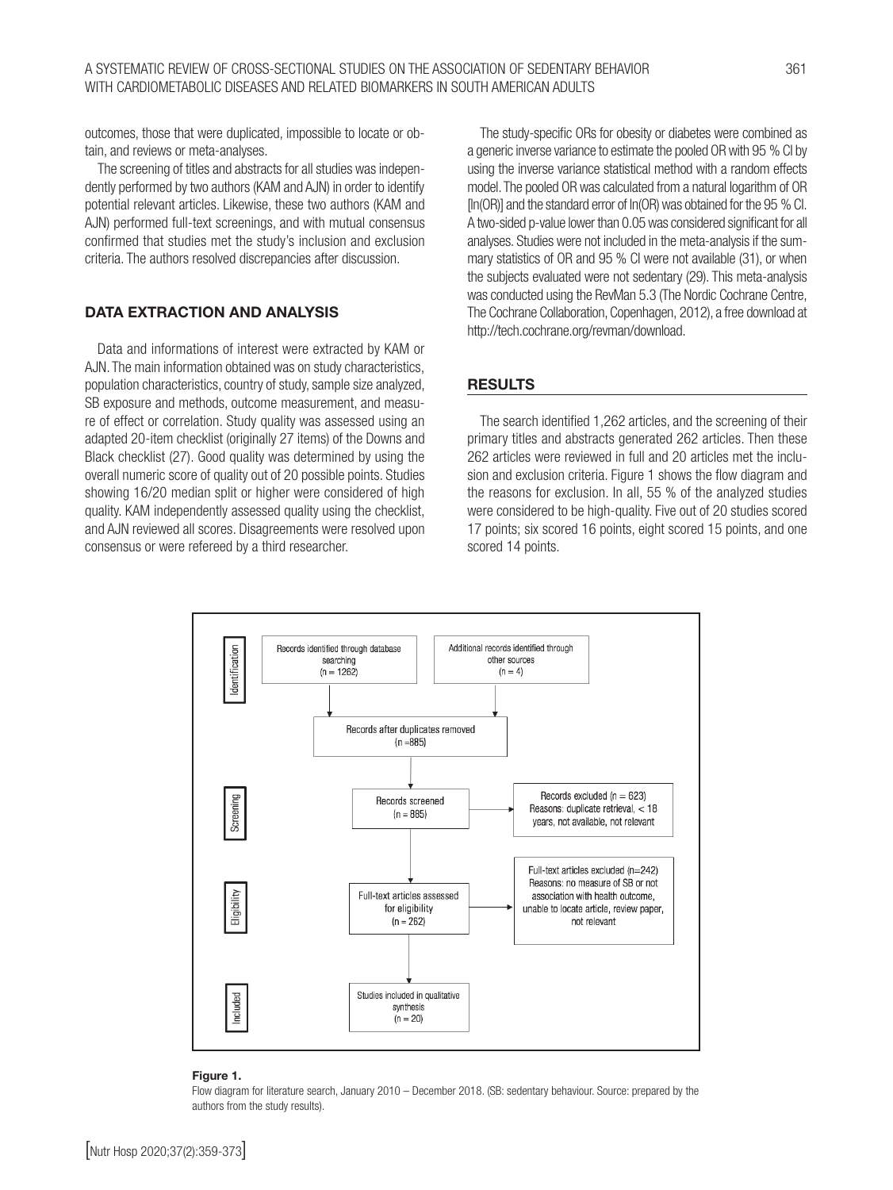outcomes, those that were duplicated, impossible to locate or obtain, and reviews or meta-analyses.

The screening of titles and abstracts for all studies was independently performed by two authors (KAM and AJN) in order to identify potential relevant articles. Likewise, these two authors (KAM and AJN) performed full-text screenings, and with mutual consensus confirmed that studies met the study's inclusion and exclusion criteria. The authors resolved discrepancies after discussion.

## DATA EXTRACTION AND ANALYSIS

Data and informations of interest were extracted by KAM or AJN. The main information obtained was on study characteristics, population characteristics, country of study, sample size analyzed, SB exposure and methods, outcome measurement, and measure of effect or correlation. Study quality was assessed using an adapted 20-item checklist (originally 27 items) of the Downs and Black checklist (27). Good quality was determined by using the overall numeric score of quality out of 20 possible points. Studies showing 16/20 median split or higher were considered of high quality. KAM independently assessed quality using the checklist, and AJN reviewed all scores. Disagreements were resolved upon consensus or were refereed by a third researcher.

The study-specific ORs for obesity or diabetes were combined as a generic inverse variance to estimate the pooled OR with 95 % CI by using the inverse variance statistical method with a random effects model. The pooled OR was calculated from a natural logarithm of OR [ln(OR)] and the standard error of ln(OR) was obtained for the 95 % CI. A two-sided p-value lower than 0.05 was considered significant for all analyses. Studies were not included in the meta-analysis if the summary statistics of OR and 95 % CI were not available (31), or when the subjects evaluated were not sedentary (29). This meta-analysis was conducted using the RevMan 5.3 (The Nordic Cochrane Centre, The Cochrane Collaboration, Copenhagen, 2012), a free download at http://tech.cochrane.org/revman/download.

## RESULTS

The search identified 1,262 articles, and the screening of their primary titles and abstracts generated 262 articles. Then these 262 articles were reviewed in full and 20 articles met the inclusion and exclusion criteria. Figure 1 shows the flow diagram and the reasons for exclusion. In all, 55 % of the analyzed studies were considered to be high-quality. Five out of 20 studies scored 17 points; six scored 16 points, eight scored 15 points, and one scored 14 points.

**Identification**
- Records identified through database searching (n = 1262)
- Additional records identified through other sources (n = 4)
- Records after duplicates removed (n = 885)

**Screening**
- Records screened (n = 885)
- Records excluded (n = 623). Reasons: duplicate retrieval, < 18 years, not available, not relevant

**Eligibility**
- Full-text articles assessed for eligibility (n = 262)
- Full-text articles excluded (n=242). Reasons: no measure of SB or not association with health outcome, unable to locate article, review paper, not relevant

**Included**
- Studies included in qualitative synthesis (n = 20)

**Figure 1.**

Flow diagram for literature search, January 2010 – December 2018. (SB: sedentary behaviour. Source: prepared by the authors from the study results).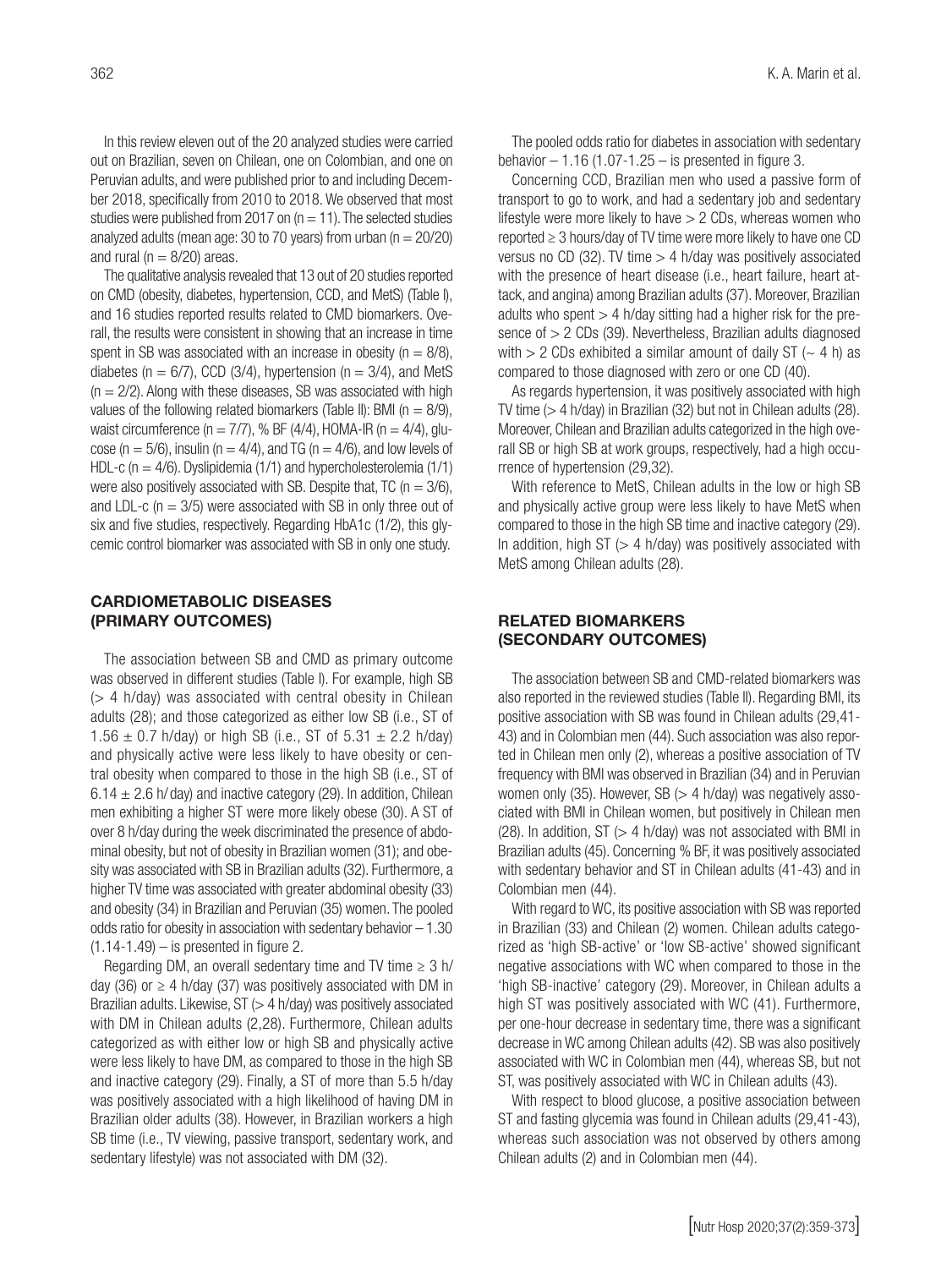In this review eleven out of the 20 analyzed studies were carried out on Brazilian, seven on Chilean, one on Colombian, and one on Peruvian adults, and were published prior to and including December 2018, specifically from 2010 to 2018. We observed that most studies were published from 2017 on (n = 11). The selected studies analyzed adults (mean age: 30 to 70 years) from urban (n = 20/20) and rural (n = 8/20) areas.

The qualitative analysis revealed that 13 out of 20 studies reported on CMD (obesity, diabetes, hypertension, CCD, and MetS) (Table I), and 16 studies reported results related to CMD biomarkers. Overall, the results were consistent in showing that an increase in time spent in SB was associated with an increase in obesity (n = 8/8), diabetes (n = 6/7), CCD (3/4), hypertension (n = 3/4), and MetS (n = 2/2). Along with these diseases, SB was associated with high values of the following related biomarkers (Table II): BMI (n = 8/9), waist circumference (n = 7/7), % BF (4/4), HOMA-IR (n = 4/4), glucose (n = 5/6), insulin (n = 4/4), and TG (n = 4/6), and low levels of HDL-c (n = 4/6). Dyslipidemia (1/1) and hypercholesterolemia (1/1) were also positively associated with SB. Despite that, TC (n = 3/6), and LDL-c (n = 3/5) were associated with SB in only three out of six and five studies, respectively. Regarding HbA1c (1/2), this glycemic control biomarker was associated with SB in only one study.

## CARDIOMETABOLIC DISEASES (PRIMARY OUTCOMES)

The association between SB and CMD as primary outcome was observed in different studies (Table I). For example, high SB (> 4 h/day) was associated with central obesity in Chilean adults (28); and those categorized as either low SB (i.e., ST of $1.56 \pm 0.7$ h/day) or high SB (i.e., ST of $5.31 \pm 2.2$ h/day) and physically active were less likely to have obesity or central obesity when compared to those in the high SB (i.e., ST of $6.14 \pm 2.6$ h/day) and inactive category (29). In addition, Chilean men exhibiting a higher ST were more likely obese (30). A ST of over 8 h/day during the week discriminated the presence of abdominal obesity, but not of obesity in Brazilian women (31); and obesity was associated with SB in Brazilian adults (32). Furthermore, a higher TV time was associated with greater abdominal obesity (33) and obesity (34) in Brazilian and Peruvian (35) women. The pooled odds ratio for obesity in association with sedentary behavior – 1.30 (1.14-1.49) – is presented in figure 2.

Regarding DM, an overall sedentary time and TV time ≥ 3 h/day (36) or ≥ 4 h/day (37) was positively associated with DM in Brazilian adults. Likewise, ST (> 4 h/day) was positively associated with DM in Chilean adults (2,28). Furthermore, Chilean adults categorized as with either low or high SB and physically active were less likely to have DM, as compared to those in the high SB and inactive category (29). Finally, a ST of more than 5.5 h/day was positively associated with a high likelihood of having DM in Brazilian older adults (38). However, in Brazilian workers a high SB time (i.e., TV viewing, passive transport, sedentary work, and sedentary lifestyle) was not associated with DM (32).

The pooled odds ratio for diabetes in association with sedentary behavior – 1.16 (1.07-1.25 – is presented in figure 3.

Concerning CCD, Brazilian men who used a passive form of transport to go to work, and had a sedentary job and sedentary lifestyle were more likely to have > 2 CDs, whereas women who reported ≥ 3 hours/day of TV time were more likely to have one CD versus no CD (32). TV time > 4 h/day was positively associated with the presence of heart disease (i.e., heart failure, heart attack, and angina) among Brazilian adults (37). Moreover, Brazilian adults who spent > 4 h/day sitting had a higher risk for the presence of > 2 CDs (39). Nevertheless, Brazilian adults diagnosed with > 2 CDs exhibited a similar amount of daily ST (~ 4 h) as compared to those diagnosed with zero or one CD (40).

As regards hypertension, it was positively associated with high TV time (> 4 h/day) in Brazilian (32) but not in Chilean adults (28). Moreover, Chilean and Brazilian adults categorized in the high overall SB or high SB at work groups, respectively, had a high occurrence of hypertension (29,32).

With reference to MetS, Chilean adults in the low or high SB and physically active group were less likely to have MetS when compared to those in the high SB time and inactive category (29). In addition, high ST (> 4 h/day) was positively associated with MetS among Chilean adults (28).

## RELATED BIOMARKERS (SECONDARY OUTCOMES)

The association between SB and CMD-related biomarkers was also reported in the reviewed studies (Table II). Regarding BMI, its positive association with SB was found in Chilean adults (29,41-43) and in Colombian men (44). Such association was also reported in Chilean men only (2), whereas a positive association of TV frequency with BMI was observed in Brazilian (34) and in Peruvian women only (35). However, SB (> 4 h/day) was negatively associated with BMI in Chilean women, but positively in Chilean men (28). In addition, ST (> 4 h/day) was not associated with BMI in Brazilian adults (45). Concerning % BF, it was positively associated with sedentary behavior and ST in Chilean adults (41-43) and in Colombian men (44).

With regard to WC, its positive association with SB was reported in Brazilian (33) and Chilean (2) women. Chilean adults categorized as 'high SB-active' or 'low SB-active' showed significant negative associations with WC when compared to those in the 'high SB-inactive' category (29). Moreover, in Chilean adults a high ST was positively associated with WC (41). Furthermore, per one-hour decrease in sedentary time, there was a significant decrease in WC among Chilean adults (42). SB was also positively associated with WC in Colombian men (44), whereas SB, but not ST, was positively associated with WC in Chilean adults (43).

With respect to blood glucose, a positive association between ST and fasting glycemia was found in Chilean adults (29,41-43), whereas such association was not observed by others among Chilean adults (2) and in Colombian men (44).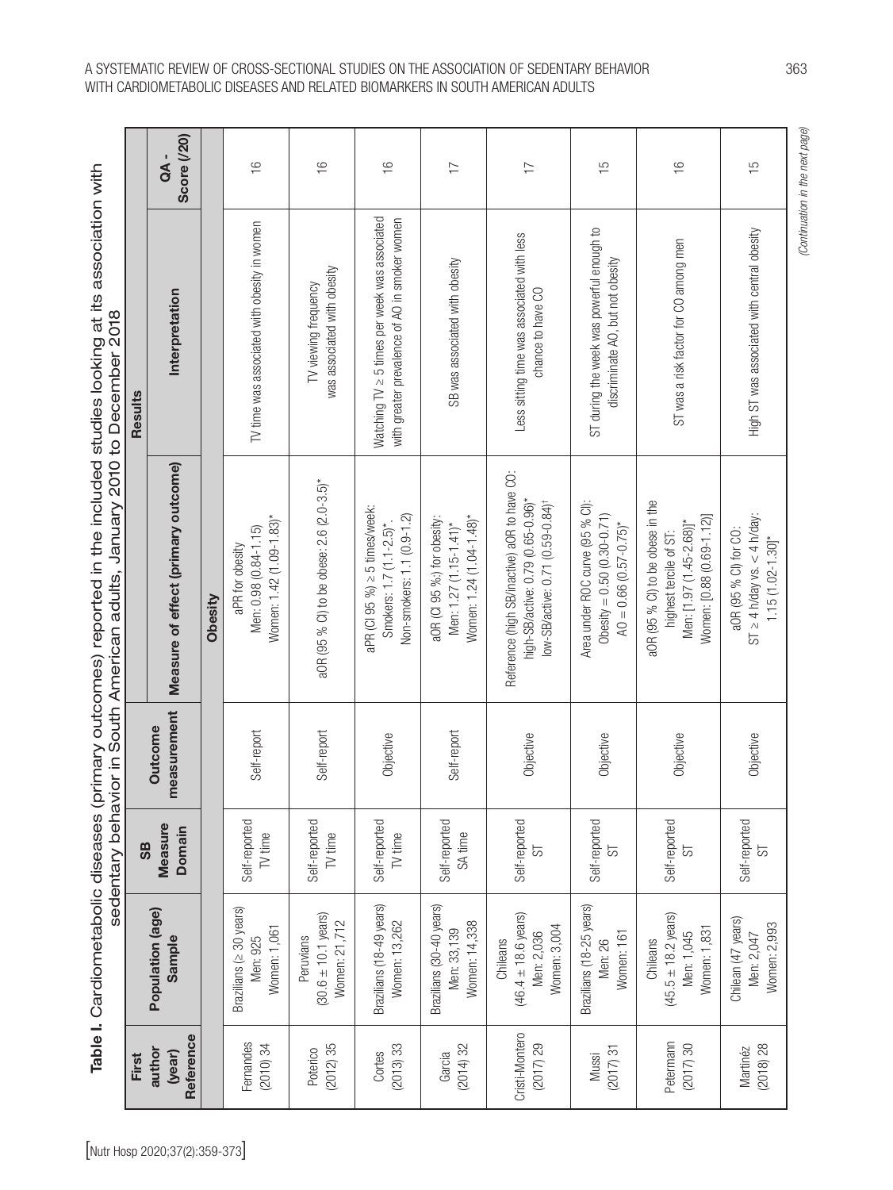**Table I.** Cardiometabolic diseases (primary outcomes) reported in the included studies looking at its association with sedentary behavior in South American adults, January 2010 to December 2018

| First author (year) Reference | Population (age) Sample | SB Measure Domain | Outcome measurement | Results | | QA - Score (/20) |
|---|---|---|---|---|---|---|
| | | | | Measure of effect (primary outcome) | Interpretation | |
| **Obesity** | | | | | | |
| Fernandes (2010) 34 | Brazilians (≥ 30 years) Men: 925 Women: 1,061 | Self-reported TV time | Self-report | aPR for obesity Men: 0.98 (0.84-1.15) Women: 1.42 (1.09-1.83)* | TV time was associated with obesity in women | 16 |
| Poterico (2012) 35 | Peruvians (30.6 ± 10.1 years) Women: 21,712 | Self-reported TV time | Self-report | aOR (95 % CI) to be obese: 2.6 (2.0-3.5)* | TV viewing frequency was associated with obesity | 16 |
| Cortes (2013) 33 | Brazilians (18-49 years) Women: 13,262 | Self-reported TV time | Objective | aPR (CI 95 %) ≥ 5 times/week: Smokers: 1.7 (1.1-2.5)*. Non-smokers: 1.1 (0.9-1.2) | Watching TV ≥ 5 times per week was associated with greater prevalence of AO in smoker women | 16 |
| Garcia (2014) 32 | Brazilians (30-40 years) Men: 33,139 Women: 14,338 | Self-reported SA time | Self-report | aOR (CI 95 %;) for obesity: Men: 1.27 (1.15-1.41)* Women: 1.24 (1.04-1.48)* | SB was associated with obesity | 17 |
| Cristi-Montero (2017) 29 | Chileans (46.4 ± 18.6 years) Men: 2,036 Women: 3,004 | Self-reported ST | Objective | Reference (high SB/inactive) aOR to have CO: high-SB/active: 0.79 (0.65-0.96)* low-SB/active: 0.71 (0.59-0.84)† | Less sitting time was associated with less chance to have CO | 17 |
| Mussi (2017) 31 | Brazilians (18-25 years) Men: 26 Women: 161 | Self-reported ST | Objective | Area under ROC curve (95 % CI): Obesity = 0.50 (0.30-0.71) AO = 0.66 (0.57-0.75)* | ST during the week was powerful enough to discriminate AO, but not obesity | 15 |
| Petermann (2017) 30 | Chileans (45.5 ± 18.2 years) Men: 1,045 Women: 1,831 | Self-reported ST | Objective | aOR (95 % CI) to be obese in the highest tercile of ST: Men: [1.97 (1.45-2.68)]* Women: [0.88 (0.69-1.12)] | ST was a risk factor for CO among men | 16 |
| Martinéz (2018) 28 | Chilean (47 years) Men: 2,047 Women: 2,993 | Self-reported ST | Objective | aOR (95 % CI) for CO: ST ≥ 4 h/day vs. < 4 h/day: 1.15 (1.02-1.30)* | High ST was associated with central obesity | 15 |

*(Continuation in the next page)*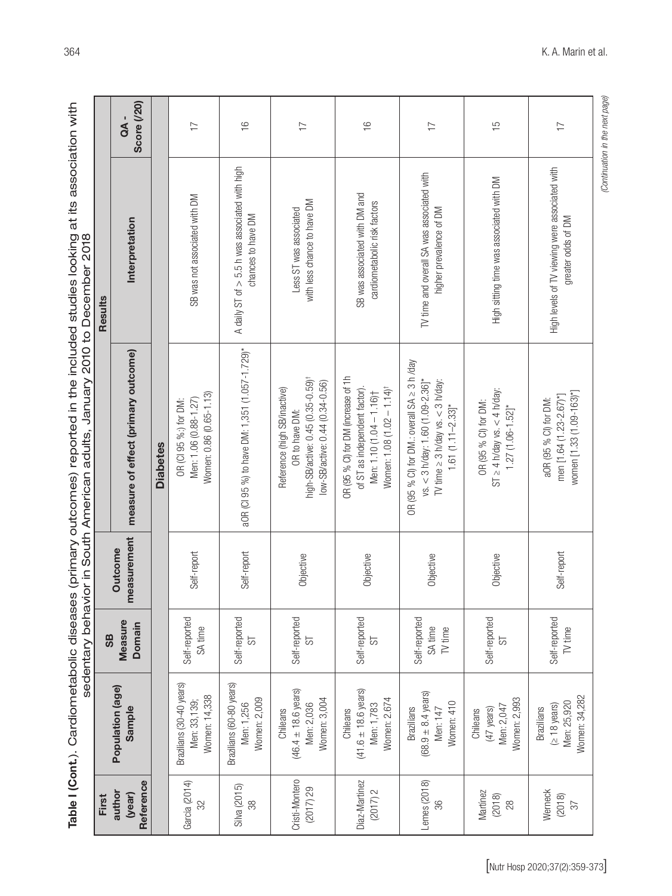**Table I (Cont.).** Cardiometabolic diseases (primary outcomes) reported in the included studies looking at its association with sedentary behavior in South American adults, January 2010 to December 2018

| First author (year) Reference | Population (age) Sample | SB Measure Domain | Outcome measurement | Results | | QA - Score (/20) |
|---|---|---|---|---|---|---|
| | | | | measure of effect (primary outcome) | Interpretation | |
| **Diabetes** | | | | | | |
| Garcia (2014) 32 | Brazilians (30-40 years) Men: 33,139; Women: 14,338 | Self-reported SA time | Self-report | OR (CI 95 %:) for DM: Men: 1.06 (0.88-1.27) Women: 0.86 (0.65-1.13) | SB was not associated with DM | 17 |
| Silva (2015) 38 | Brazilians (60-80 years) Men: 1,256 Women: 2,009 | Self-reported ST | Self-report | aOR (CI 95 %) to have DM: 1,351 (1.057-1.729)* | A daily ST of > 5.5 h was associated with high chances to have DM | 16 |
| Cristi-Montero (2017) 29 | Chileans (46.4 ± 18.6 years) Men: 2,036 Women: 3,004 | Self-reported ST | Objective | Reference (high SB/inactive) OR to have DM: high-SB/active: 0.45 (0.35-0.59)† low-SB/active: 0.44 (0.34-0.56) | Less ST was associated with less chance to have DM | 17 |
| Diaz-Martinez (2017) 2 | Chileans (41.6 ± 18.6 years) Men: 1,783 Women: 2.674 | Self-reported ST | Objective | OR (95 % CI) for DM (increase of 1h of ST as independent factor). Men: 1.10 (1.04 – 1.16)† Women: 1.08 (1.02 – 1.14)† | SB was associated with DM and cardiometabolic risk factors | 16 |
| Lemes (2018) 36 | Brazilians (68.9 ± 8.4 years) Men: 147 Women: 410 | Self-reported SA time TV time | Objective | OR (95 % CI) for DM.: overall SA ≥ 3 h /day vs. < 3 h/day: 1.60 (1.09-2.36)* TV time ≥ 3 h/day vs. < 3 h/day: 1.61 (1.11–2.33)* | TV time and overall SA was associated with higher prevalence of DM | 17 |
| Martinez (2018) 28 | Chileans (47 years) Men: 2,047 Women: 2,993 | Self-reported ST | Objective | OR (95 % CI) for DM: ST ≥ 4 h/day vs. < 4 h/day: 1.27 (1.06-1.52)* | High sitting time was associated with DM | 15 |
| Werneck (2018) 37 | Brazilians (≥ 18 years) Men: 25,920 Women: 34,282 | Self-reported TV time | Self-report | aOR (95 % CI) for DM: men [1.64 (1.23-2.67)*] women [1.33 (1.09-163)*] | High levels of TV viewing were associated with greater odds of DM | 17 |

*(Continuation in the next page)*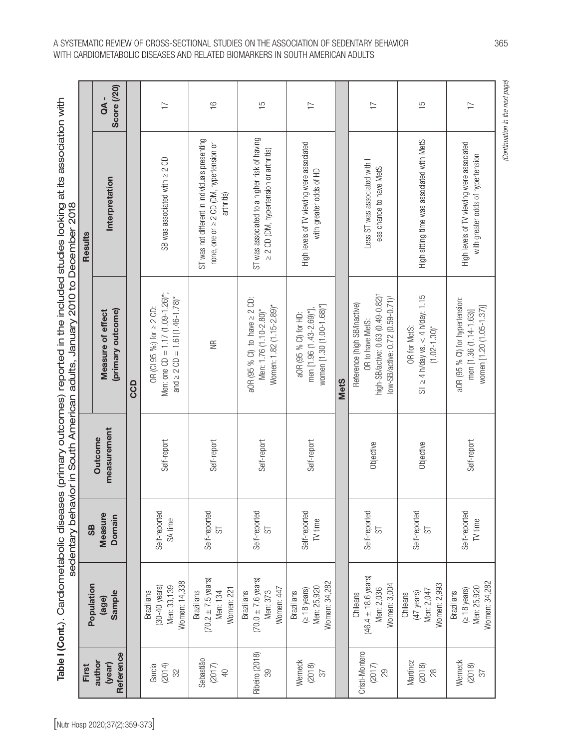**Table I (Cont.).** Cardiometabolic diseases (primary outcomes) reported in the included studies looking at its association with sedentary behavior in South American adults, January 2010 to December 2018

| First author (year) Reference | Population (age) Sample | SB Measure Domain | Outcome measurement | Results | | | QA - Score (/20) |
|---|---|---|---|---|---|---|---|
| | | | | Measure of effect (primary outcome) | Interpretation | | |
| | | | | **CCD** | | | |
| Garcia (2014) 32 | Brazilians (30-40 years) Men: 33,139 Women: 14,338 | Self-reported SA time | Self-report | OR (CI 95 %:) for ≥ 2 CD: Men: one CD = 1.17 (1.09-1.26)*; and ≥ 2 CD = 1.61(1.46-1.78)* | SB was associated with ≥ 2 CD | | 17 |
| Sebastião (2017) 40 | Brazilians (70.2 ± 7.5 years) Men: 134 Women: 221 | Self-reported ST | Self-report | NR | ST was not different in individuals presenting none, one or ≥ 2 CD (DM, hypertension or arthritis) | | 16 |
| Ribeiro (2018) 39 | Brazilians (70.0 ± 7.6 years) Men: 373 Women: 447 | Self-reported ST | Self-report | aOR (95 % CI) to have ≥ 2 CD: Men: 1.76 (1.10-2.80)* Women: 1.82 (1.15-2.89)* | ST was associated to a higher risk of having ≥ 2 CD (DM, hypertension or arthritis) | | 15 |
| Werneck (2018) 37 | Brazilians (≥ 18 years) Men: 25,920 Women: 34,282 | Self-reported TV time | Self-report | aOR (95 % CI) for HD: men [1.96 (1.43-2.69)*], women [1.30 (1.00-1.68)*] | High levels of TV viewing were associated with greater odds of HD | | 17 |
| | | | | **MetS** | | | |
| Cristi-Montero (2017) 29 | Chileans (46.4 ± 18.6 years) Men: 2,036 Women: 3,004 | Self-reported ST | Objective | Reference (high SB/inactive) OR to have MetS: high-SB/active: 0.63 (0.49-0.82)† low-SB/active: 0.72 (0.59-0.71)† | Less ST was associated with less chance to have MetS | | 17 |
| Martinez (2018) 28 | Chileans (47 years) Men: 2,047 Women: 2,993 | Self-reported ST | Objective | OR for MetS: ST ≥ 4 h/day vs. < 4 h/day: 1.15 (1.02-1.30)* | High sitting time was associated with MetS | | 15 |
| Werneck (2018) 37 | Brazilians (≥ 18 years) Men: 25,920 Women: 34,282 | Self-reported TV time | Self-report | aOR (95 % CI) for hypertension: men [1.36 (1.14-1.63)] women [1.20 (1.05-1.37)] | High levels of TV viewing were associated with greater odds of hypertension | | 17 |

*(Continuation in the next page)*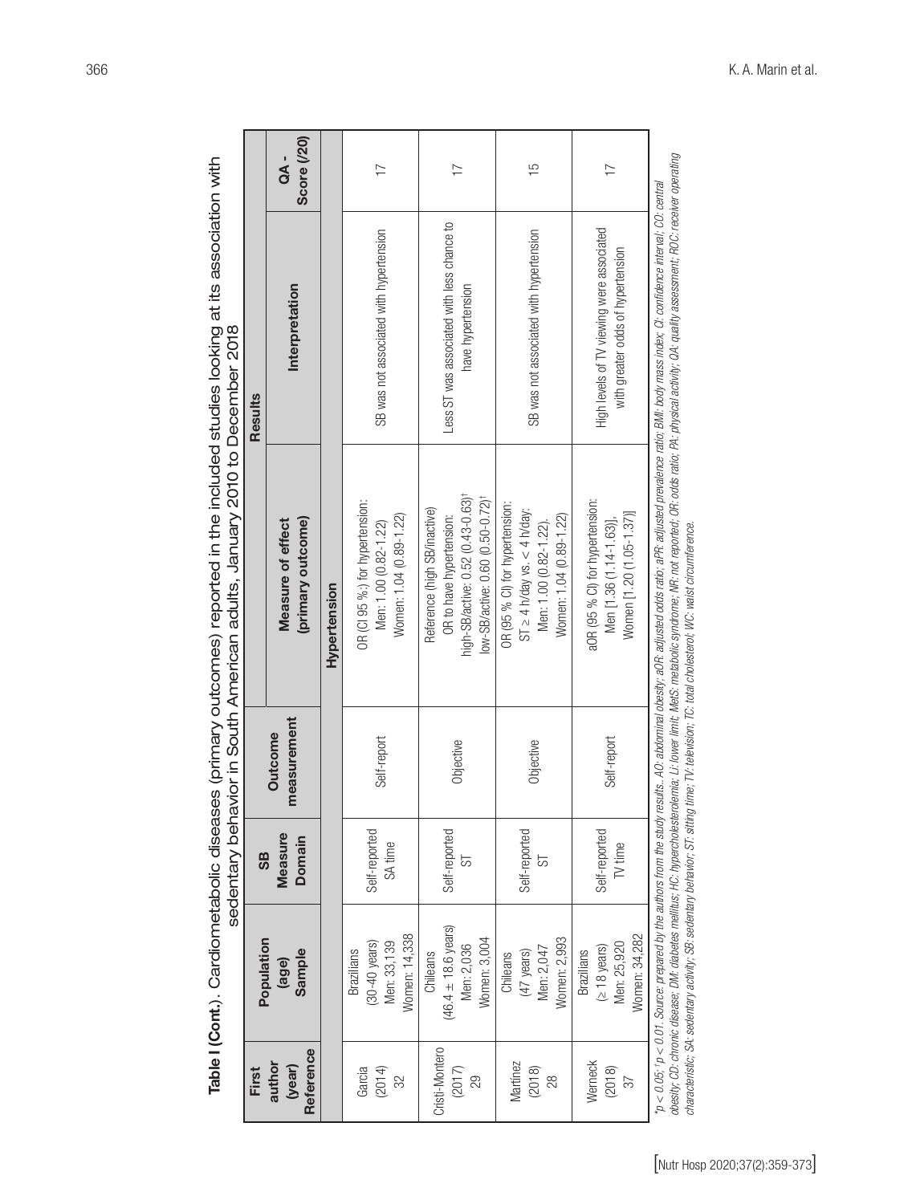**Table I (Cont.).** Cardiometabolic diseases (primary outcomes) reported in the included studies looking at its association with sedentary behavior in South American adults, January 2010 to December 2018

| First author (year) Reference | Population (age) Sample | SB Measure Domain | Outcome measurement | Results | | QA - Score (/20) |
|---|---|---|---|---|---|---|
| | | | | Measure of effect (primary outcome) | Interpretation | |
| | | | | **Hypertension** | | |
| Garcia (2014) 32 | Brazilians (30-40 years) Men: 33,139 Women: 14,338 | Self-reported SA time | Self-report | OR (CI 95 %:) for hypertension: Men: 1.00 (0.82-1.22) Women: 1.04 (0.89-1.22) | SB was not associated with hypertension | 17 |
| Cristi-Montero (2017) 29 | Chileans (46.4 ± 18.6 years) Men: 2,036 Women: 3,004 | Self-reported ST | Objective | Reference (high SB/inactive) OR to have hypertension: high-SB/active: 0.52 (0.43-0.63)[†] low-SB/active: 0.60 (0.50-0.72)[†] | Less ST was associated with less chance to have hypertension | 17 |
| Martinez (2018) 28 | Chileans (47 years) Men: 2,047 Women: 2,993 | Self-reported ST | Objective | OR (95 % CI) for hypertension: ST ≥ 4 h/day vs. < 4 h/day: Men: 1.00 (0.82-1.22). Women: 1.04 (0.89-1.22) | SB was not associated with hypertension | 15 |
| Werneck (2018) 37 | Brazilians (≥ 18 years) Men: 25,920 Women: 34,282 | Self-reported TV time | Self-report | aOR (95 % CI) for hypertension: Men [1.36 (1.14-1.63)], Women [1.20 (1.05-1.37)] | High levels of TV viewing were associated with greater odds of hypertension | 17 |

*$^{*}p < 0.05$; $^{†}p < 0.01$. Source: prepared by the authors from the study results.. AO: abdominal obesity; aOR: adjusted odds ratio; aPR: adjusted prevalence ratio; BMI: body mass index; CI: confidence interval; CO: central obesity; CD: chronic disease; DM: diabetes mellitus; HC: hypercholesterolemia; LI: lower limit; MetS: metabolic syndrome; NR: not reported; OR: odds ratio; PA: physical activity; QA: quality assessment; ROC: receiver operating characteristic; SA: sedentary activity; SB: sedentary behavior; ST: sitting time; TV: television; TC: total cholesterol; WC: waist circumference.*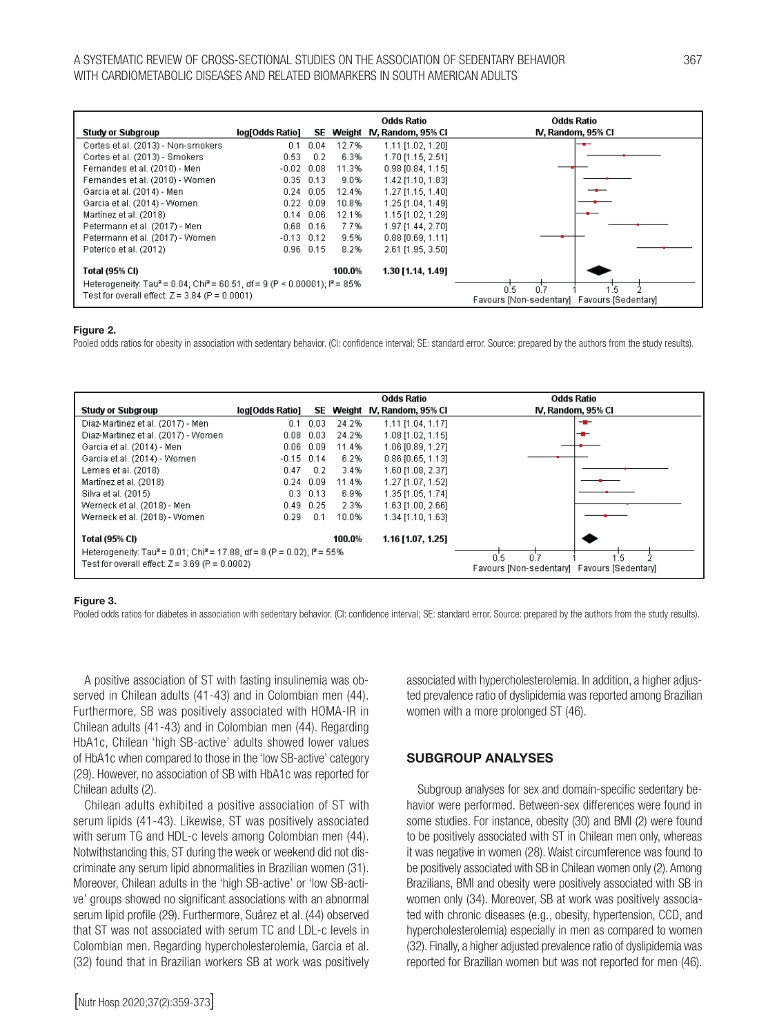| Study or Subgroup | log[Odds Ratio] | SE | Weight | Odds Ratio IV, Random, 95% CI |
|---|---|---|---|---|
| Cortes et al. (2013) - Non-smokers | 0.1 | 0.04 | 12.7% | 1.11 [1.02, 1.20] |
| Cortes et al. (2013) - Smokers | 0.53 | 0.2 | 6.3% | 1.70 [1.15, 2.51] |
| Fernandes et al. (2010) - Men | -0.02 | 0.08 | 11.3% | 0.98 [0.84, 1.15] |
| Fernandes et al. (2010) - Women | 0.35 | 0.13 | 9.0% | 1.42 [1.10, 1.83] |
| Garcia et al. (2014) - Men | 0.24 | 0.05 | 12.4% | 1.27 [1.15, 1.40] |
| Garcia et al. (2014) - Women | 0.22 | 0.09 | 10.8% | 1.25 [1.04, 1.49] |
| Martínez et al. (2018) | 0.14 | 0.06 | 12.1% | 1.15 [1.02, 1.29] |
| Petermann et al. (2017) - Men | 0.68 | 0.16 | 7.7% | 1.97 [1.44, 2.70] |
| Petermann et al. (2017) - Women | -0.13 | 0.12 | 9.5% | 0.88 [0.69, 1.11] |
| Poterico et al. (2012) | 0.96 | 0.15 | 8.2% | 2.61 [1.95, 3.50] |
| **Total (95% CI)** | | | **100.0%** | **1.30 [1.14, 1.49]** |

Heterogeneity: Tau² = 0.04; Chi² = 60.51, df = 9 (P < 0.00001); I² = 85%
Test for overall effect: Z = 3.84 (P = 0.0001)

Favours [Non-sedentary] Favours [Sedentary]

**Figure 2.**

Pooled odds ratios for obesity in association with sedentary behavior. (CI: confidence interval; SE: standard error. Source: prepared by the authors from the study results).

| Study or Subgroup | log[Odds Ratio] | SE | Weight | Odds Ratio IV, Random, 95% CI |
|---|---|---|---|---|
| Diaz-Martinez et al. (2017) - Men | 0.1 | 0.03 | 24.2% | 1.11 [1.04, 1.17] |
| Diaz-Martinez et al. (2017) - Women | 0.08 | 0.03 | 24.2% | 1.08 [1.02, 1.15] |
| Garcia et al. (2014) - Men | 0.06 | 0.09 | 11.4% | 1.06 [0.89, 1.27] |
| Garcia et al. (2014) - Women | -0.15 | 0.14 | 6.2% | 0.86 [0.65, 1.13] |
| Lemes et al. (2018) | 0.47 | 0.2 | 3.4% | 1.60 [1.08, 2.37] |
| Martínez et al. (2018) | 0.24 | 0.09 | 11.4% | 1.27 [1.07, 1.52] |
| Silva et al. (2015) | 0.3 | 0.13 | 6.9% | 1.35 [1.05, 1.74] |
| Werneck et al. (2018) - Men | 0.49 | 0.25 | 2.3% | 1.63 [1.00, 2.66] |
| Werneck et al. (2018) - Women | 0.29 | 0.1 | 10.0% | 1.34 [1.10, 1.63] |
| **Total (95% CI)** | | | **100.0%** | **1.16 [1.07, 1.25]** |

Heterogeneity: Tau² = 0.01; Chi² = 17.88, df = 8 (P = 0.02); I² = 55%
Test for overall effect: Z = 3.69 (P = 0.0002)

Favours [Non-sedentary] Favours [Sedentary]

**Figure 3.**

Pooled odds ratios for diabetes in association with sedentary behavior. (CI: confidence interval; SE: standard error. Source: prepared by the authors from the study results).

A positive association of ST with fasting insulinemia was observed in Chilean adults (41-43) and in Colombian men (44). Furthermore, SB was positively associated with HOMA-IR in Chilean adults (41-43) and in Colombian men (44). Regarding HbA1c, Chilean 'high SB-active' adults showed lower values of HbA1c when compared to those in the 'low SB-active' category (29). However, no association of SB with HbA1c was reported for Chilean adults (2).

Chilean adults exhibited a positive association of ST with serum lipids (41-43). Likewise, ST was positively associated with serum TG and HDL-c levels among Colombian men (44). Notwithstanding this, ST during the week or weekend did not discriminate any serum lipid abnormalities in Brazilian women (31). Moreover, Chilean adults in the 'high SB-active' or 'low SB-active' groups showed no significant associations with an abnormal serum lipid profile (29). Furthermore, Suárez et al. (44) observed that ST was not associated with serum TC and LDL-c levels in Colombian men. Regarding hypercholesterolemia, Garcia et al. (32) found that in Brazilian workers SB at work was positively associated with hypercholesterolemia. In addition, a higher adjusted prevalence ratio of dyslipidemia was reported among Brazilian women with a more prolonged ST (46).

## SUBGROUP ANALYSES

Subgroup analyses for sex and domain-specific sedentary behavior were performed. Between-sex differences were found in some studies. For instance, obesity (30) and BMI (2) were found to be positively associated with ST in Chilean men only, whereas it was negative in women (28). Waist circumference was found to be positively associated with SB in Chilean women only (2). Among Brazilians, BMI and obesity were positively associated with SB in women only (34). Moreover, SB at work was positively associated with chronic diseases (e.g., obesity, hypertension, CCD, and hypercholesterolemia) especially in men as compared to women (32). Finally, a higher adjusted prevalence ratio of dyslipidemia was reported for Brazilian women but was not reported for men (46).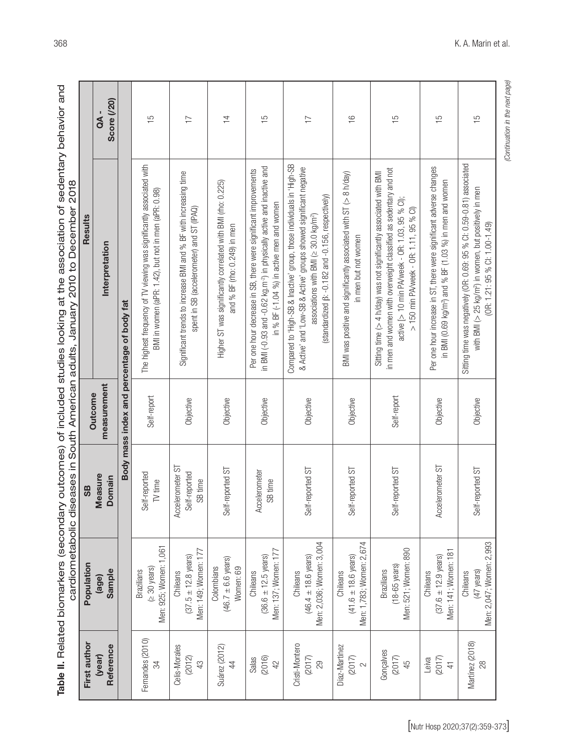**Table II.** Related biomarkers (secondary outcomes) of included studies looking at the association of sedentary behavior and cardiometabolic diseases in South American adults, January 2010 to December 2018

| First author (year) Reference | Population (age) Sample | SB Measure Domain | Outcome measurement | Results Interpretation | QA - Score (/20) |
|---|---|---|---|---|---|
| **Body mass index and percentage of body fat** | | | | | |
| Fernandes (2010) 34 | Brazilians (≥ 30 years) Men: 925; Women: 1,061 | Self-reported TV time | Self-report | The highest frequency of TV viewing was significantly associated with BMI in women (aPR: 1.42), but not in men (aPR: 0.98) | 15 |
| Celis-Morales (2012) 43 | Chileans (37.5 ± 12.8 years) Men: 149; Women: 177 | Accelerometer ST Self-reported SB time | Objective | Significant trends to increase BMI and % BF with increasing time spent in SB (accelerometer) and ST (IPAQ) | 17 |
| Suárez (2012) 44 | Colombians (46.7 ± 6.6 years) Women: 69 | Self-reported ST | Objective | Higher ST was significantly correlated with BMI (rho: 0.225) and % BF (rho: 0.249) in men | 14 |
| Salas (2016) 42 | Chileans (36.6 ± 12.5 years) Men: 137; Women: 177 | Accelerometer SB time | Objective | Per one hour decrease in SB, there were significant improvements in BMI (-0.93 and -0.62 kg.m$^{-2}$) in physically active and inactive and in % BF (-1.04 %) in active men and women | 15 |
| Cristi-Montero (2017) 29 | Chileans (46.4 ± 18.6 years) Men: 2,036; Women: 3,004 | Self-reported ST | Objective | Compared to 'High-SB & Inactive' group, those individuals in 'High-SB & Active' and 'Low-SB & Active' groups showed significant negative associations with BMI (≥ 30.0 kg/m$^2$) (standardized β: -0.182 and -0.156, respectively) | 17 |
| Díaz-Martínez (2017) 2 | Chileans (41.6 ± 18.6 years) Men: 1,783; Women: 2,674 | Self-reported ST | Objective | BMI was positive and significantly associated with ST (> 8 h/day) in men but not women | 16 |
| Gonçalves (2017) 45 | Brazilians (18-65 years) Men: 521; Women: 890 | Self-reported ST | Self-report | Sitting time (> 4 h/day) was not significantly associated with BMI in men and women with overweight classified as sedentary and not active [> 10 min PA/week - OR: 1.03, 95 % CI); > 150 min PA/week - OR: 1.11, 95 % CI) | 15 |
| Leiva (2017) 41 | Chileans (37.6 ± 12.9 years) Men: 141; Women: 181 | Accelerometer ST | Objective | Per one hour increase in ST, there were significant adverse changes in BMI (0.69 kg/m$^2$) and % BF (1.03 %) in men and women | 15 |
| Martínez (2018) 28 | Chileans (47 years) Men: 2,047; Women: 2,993 | Self-reported ST | Objective | Sitting time was negatively (OR: 0.69: 95 % CI: 0.59-0.81) associated with BMI (> 25 kg/m$^2$) in women, but positively in men (OR: 1.21: 95 % CI: 1.00-1.49) | 15 |

*(Continuation in the next page)*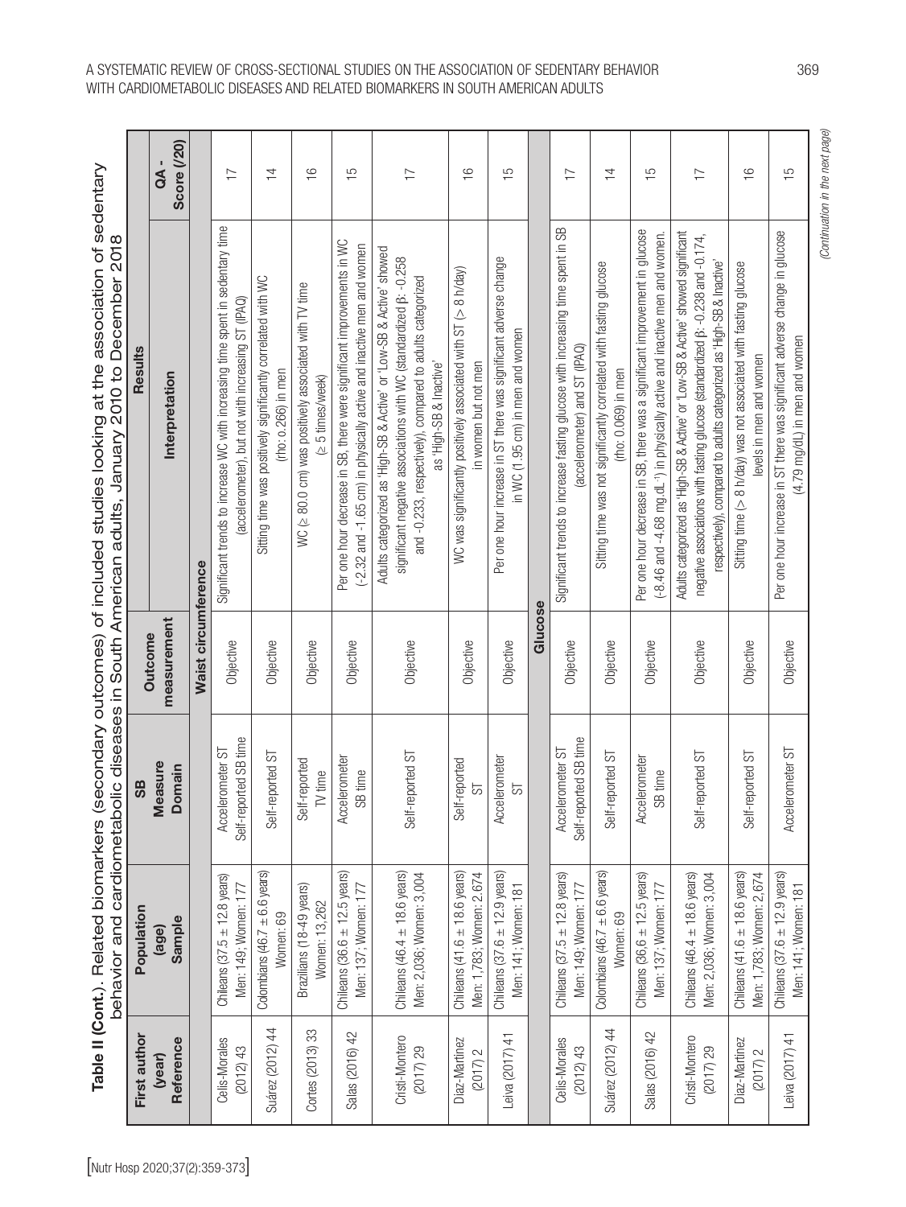**Table II (Cont.).** Related biomarkers (secondary outcomes) of included studies looking at the association of sedentary behavior and cardiometabolic diseases in South American adults, January 2010 to December 2018

| First author (year) Reference | Population (age) Sample | SB Measure Domain | Outcome measurement | Results Interpretation | QA - Score (/20) |
|---|---|---|---|---|---|
| **Waist circumference** | | | | | |
| Celis-Morales (2012) 43 | Chileans (37.5 ± 12.8 years) Men: 149; Women: 177 | Accelerometer ST Self-reported SB time | Objective | Significant trends to increase WC with increasing time spent in sedentary time (accelerometer), but not with increasing ST (IPAQ) | 17 |
| Suárez (2012) 44 | Colombians (46.7 ± 6.6 years) Women: 69 | Self-reported ST | Objective | Sitting time was positively significantly correlated with WC (rho: 0.266) in men | 14 |
| Cortes (2013) 33 | Brazilians (18-49 years) Women: 13,262 | Self-reported TV time | Objective | WC (≥ 80.0 cm) was positively associated with TV time (≥ 5 times/week) | 16 |
| Salas (2016) 42 | Chileans (36.6 ± 12.5 years) Men: 137; Women: 177 | Accelerometer SB time | Objective | Per one hour decrease in SB, there were significant improvements in WC (-2.32 and -1.65 cm) in physically active and inactive men and women | 15 |
| Cristi-Montero (2017) 29 | Chileans (46.4 ± 18.6 years) Men: 2,036; Women: 3,004 | Self-reported ST | Objective | Adults categorized as 'High-SB & Active' or 'Low-SB & Active' showed significant negative associations with WC (standardized β: -0.258 and -0.233, respectively), compared to adults categorized as 'High-SB & Inactive' | 17 |
| Diaz-Martinez (2017) 2 | Chileans (41.6 ± 18.6 years) Men: 1,783; Women: 2,674 | Self-reported ST | Objective | WC was significantly positively associated with ST (> 8 h/day) in women but not men | 16 |
| Leiva (2017) 41 | Chileans (37.6 ± 12.9 years) Men: 141; Women: 181 | Accelerometer ST | Objective | Per one hour increase in ST there was significant adverse change in WC (1.95 cm) in men and women | 15 |
| **Glucose** | | | | | |
| Celis-Morales (2012) 43 | Chileans (37.5 ± 12.8 years) Men: 149; Women: 177 | Accelerometer ST Self-reported SB time | Objective | Significant trends to increase fasting glucose with increasing time spent in SB (accelerometer) and ST (IPAQ) | 17 |
| Suárez (2012) 44 | Colombians (46.7 ± 6.6 years) Women: 69 | Self-reported ST | Objective | Sitting time was not significantly correlated with fasting glucose (rho: 0.069) in men | 14 |
| Salas (2016) 42 | Chileans (36,6 ± 12.5 years) Men: 137; Women: 177 | Accelerometer SB time | Objective | Per one hour decrease in SB, there was a significant improvement in glucose (-8.46 and -4.68 mg.dL$^{-1}$) in physically active and inactive men and women. | 15 |
| Cristi-Montero (2017) 29 | Chileans (46.4 ± 18.6 years) Men: 2,036; Women: 3,004 | Self-reported ST | Objective | Adults categorized as 'High-SB & Active' or 'Low-SB & Active' showed significant negative associations with fasting glucose (standardized β: -0.238 and -0.174, respectively), compared to adults categorized as 'High-SB & Inactive' | 17 |
| Diaz-Martinez (2017) 2 | Chileans (41.6 ± 18.6 years) Men: 1,783; Women: 2,674 | Self-reported ST | Objective | Sitting time (> 8 h/day) was not associated with fasting glucose levels in men and women | 16 |
| Leiva (2017) 41 | Chileans (37.6 ± 12.9 years) Men: 141; Women: 181 | Accelerometer ST | Objective | Per one hour increase in ST there was significant adverse change in glucose (4.79 mg/dL) in men and women | 15 |

*(Continuation in the next page)*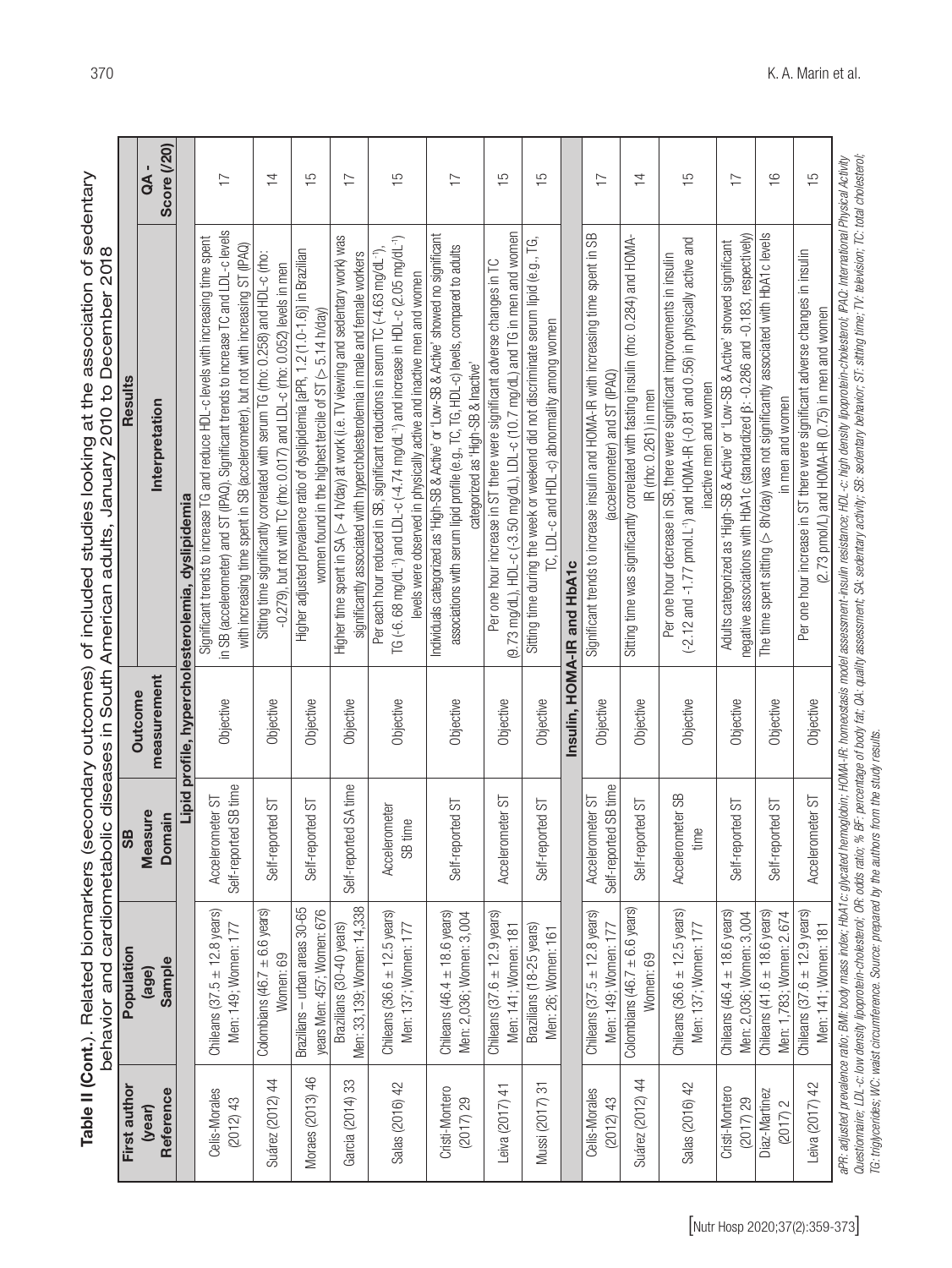**Table II (Cont.).** Related biomarkers (secondary outcomes) of included studies looking at the association of sedentary behavior and cardiometabolic diseases in South American adults, January 2010 to December 2018

| First author (year) Reference | Population (age) Sample | SB Measure Domain | Outcome measurement | Results Interpretation | QA - Score (/20) |
|---|---|---|---|---|---|
| **Lipid profile, hypercholesterolemia, dyslipidemia** | | | | | |
| Celis-Morales (2012) 43 | Chileans (37.5 ± 12.8 years) Men: 149; Women: 177 | Accelerometer ST Self-reported SB time | Objective | Significant trends to increase TG and reduce HDL-c levels with increasing time spent in SB (accelerometer) and ST (IPAQ). Significant trends to increase TC and LDL-c levels with increasing time spent in SB (accelerometer), but not with increasing ST (IPAQ) | 17 |
| Suárez (2012) 44 | Colombians (46.7 ± 6.6 years) Women: 69 | Self-reported ST | Objective | Sitting time significantly correlated with serum TG (rho: 0.258) and HDL-c (rho: -0.279), but not with TC (rho: 0.017) and LDL-c (rho: 0.052) levels in men | 14 |
| Moraes (2013) 46 | Brazilians – urban areas 30-65 years Men: 457; Women: 676 | Self-reported ST | Objective | Higher adjusted prevalence ratio of dyslipidemia [aPR, 1.2 (1.0-1.6)] in Brazilian women found in the highest tercile of ST (> 5.14 h/day) | 15 |
| García (2014) 33 | Brazilians (30-40 years) Men: 33,139; Women: 14,338 | Self-reported SA time | Objective | Higher time spent in SA (> 4 h/day) at work (i.e. TV viewing and sedentary work) was significantly associated with hypercholesterolemia in male and female workers | 17 |
| Salas (2016) 42 | Chileans (36.6 ± 12.5 years) Men: 137; Women: 177 | Accelerometer SB time | Objective | Per each hour reduced in SB, significant reductions in serum TC (-4.63 mg/dL$^{-1}$), TG (-6.68 mg/dL$^{-1}$) and LDL-c (-4.74 mg/dL$^{-1}$) and increase in HDL-c (2.05 mg/dL$^{-1}$) levels were observed in physically active and inactive men and women | 15 |
| Cristi-Montero (2017) 29 | Chileans (46.4 ± 18.6 years) Men: 2,036; Women: 3,004 | Self-reported ST | Objective | Individuals categorized as 'High-SB & Active' or 'Low-SB & Active' showed no significant associations with serum lipid profile (e.g., TC, TG, HDL-c) levels, compared to adults categorized as 'High-SB & Inactive' | 17 |
| Leiva (2017) 41 | Chileans (37.6 ± 12.9 years) Men: 141; Women: 181 | Accelerometer ST | Objective | Per one hour increase in ST there were significant adverse changes in TC (9.73 mg/dL), HDL-c (-3.50 mg/dL), LDL-c (10.7 mg/dL) and TG in men and women | 15 |
| Mussi (2017) 31 | Brazilians (18-25 years) Men: 26; Women: 161 | Self-reported ST | Objective | Sitting time during the week or weekend did not discriminate serum lipid (e.g., TG, TC, LDL-c and HDL-c) abnormality among women | 15 |
| **Insulin, HOMA-IR and HbA1c** | | | | | |
| Celis-Morales (2012) 43 | Chileans (37.5 ± 12.8 years) Men: 149; Women: 177 | Accelerometer ST Self-reported SB time | Objective | Significant trends to increase insulin and HOMA-IR with increasing time spent in SB (accelerometer) and ST (IPAQ) | 17 |
| Suárez (2012) 44 | Colombians (46.7 ± 6.6 years) Women: 69 | Self-reported ST | Objective | Sitting time was significantly correlated with fasting insulin (rho: 0.284) and HOMA-IR (rho: 0.261) in men | 14 |
| Salas (2016) 42 | Chileans (36.6 ± 12.5 years) Men: 137; Women: 177 | Accelerometer SB time | Objective | Per one hour decrease in SB, there were significant improvements in insulin (-2.12 and -1.77 pmol.L$^{-1}$) and HOMA-IR (-0.81 and 0.56) in physically active and inactive men and women | 15 |
| Cristi-Montero (2017) 29 | Chileans (46.4 ± 18.6 years) Men: 2,036; Women: 3,004 | Self-reported ST | Objective | Adults categorized as 'High-SB & Active' or 'Low-SB & Active' showed significant negative associations with HbA1c (standardized β: -0.286 and -0.183, respectively) | 17 |
| Díaz-Martínez (2017) 2 | Chileans (41.6 ± 18.6 years) Men: 1,783; Women: 2,674 | Self-reported ST | Objective | The time spent sitting (> 8h/day) was not significantly associated with HbA1c levels in men and women | 16 |
| Leiva (2017) 42 | Chileans (37.6 ± 12.9 years) Men: 141; Women: 181 | Accelerometer ST | Objective | Per one hour increase in ST there were significant adverse changes in insulin (2.73 pmol/L) and HOMA-IR (0.75) in men and women | 15 |

*aPR: adjusted prevalence ratio; BMI: body mass index; HbA1c: glycated hemoglobin; HOMA-IR: homeostasis model assessment-insulin resistance; HDL-c: high density lipoprotein-cholesterol; IPAQ: International Physical Activity Questionnaire; LDL-c: low density lipoprotein-cholesterol; OR: odds ratio; % BF: percentage of body fat; QA: quality assessment; SA: sedentary activity; SB: sedentary behavior; ST: sitting time; TV: television; TC: total cholesterol; TG: triglycerides; WC: waist circumference. Source: prepared by the authors from the study results.*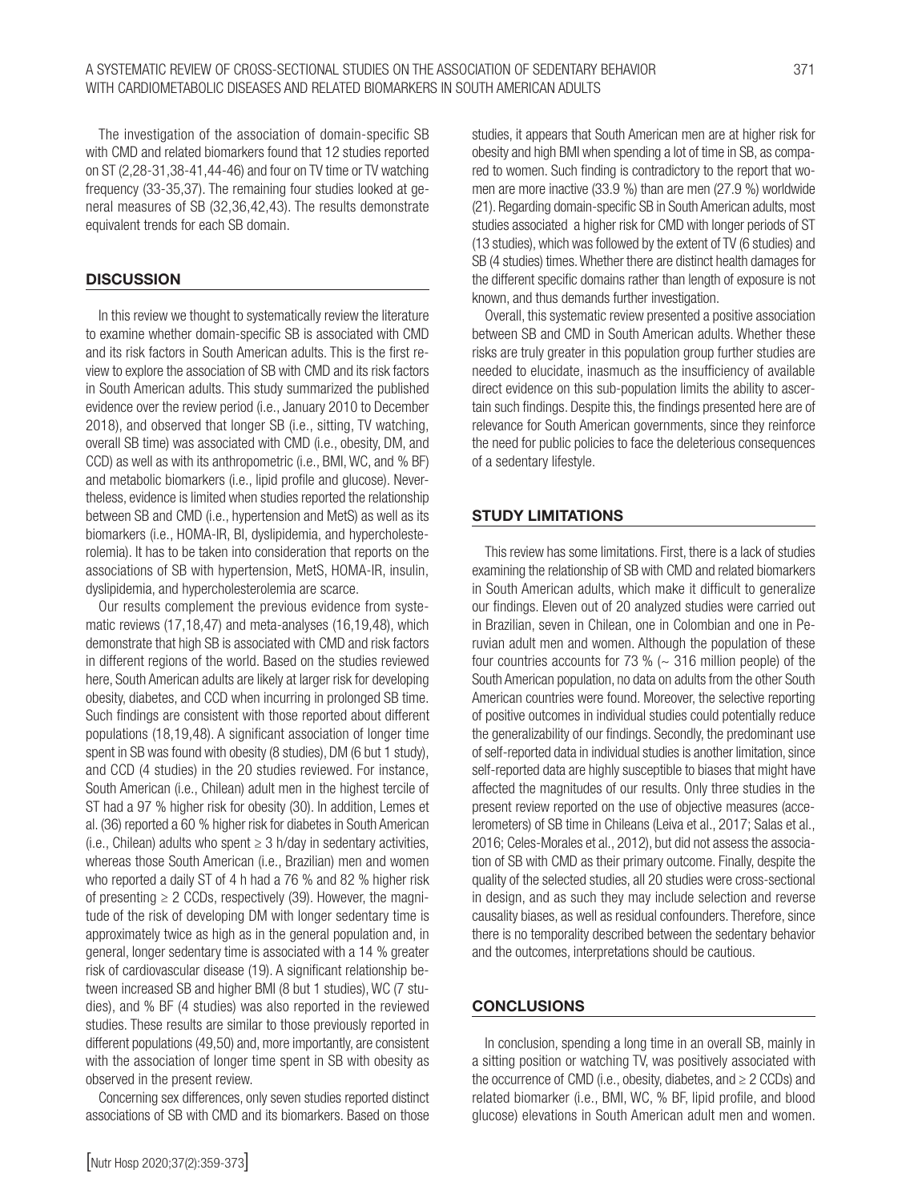The investigation of the association of domain-specific SB with CMD and related biomarkers found that 12 studies reported on ST (2,28-31,38-41,44-46) and four on TV time or TV watching frequency (33-35,37). The remaining four studies looked at general measures of SB (32,36,42,43). The results demonstrate equivalent trends for each SB domain.

## DISCUSSION

In this review we thought to systematically review the literature to examine whether domain-specific SB is associated with CMD and its risk factors in South American adults. This is the first review to explore the association of SB with CMD and its risk factors in South American adults. This study summarized the published evidence over the review period (i.e., January 2010 to December 2018), and observed that longer SB (i.e., sitting, TV watching, overall SB time) was associated with CMD (i.e., obesity, DM, and CCD) as well as with its anthropometric (i.e., BMI, WC, and % BF) and metabolic biomarkers (i.e., lipid profile and glucose). Nevertheless, evidence is limited when studies reported the relationship between SB and CMD (i.e., hypertension and MetS) as well as its biomarkers (i.e., HOMA-IR, BI, dyslipidemia, and hypercholesterolemia). It has to be taken into consideration that reports on the associations of SB with hypertension, MetS, HOMA-IR, insulin, dyslipidemia, and hypercholesterolemia are scarce.

Our results complement the previous evidence from systematic reviews (17,18,47) and meta-analyses (16,19,48), which demonstrate that high SB is associated with CMD and risk factors in different regions of the world. Based on the studies reviewed here, South American adults are likely at larger risk for developing obesity, diabetes, and CCD when incurring in prolonged SB time. Such findings are consistent with those reported about different populations (18,19,48). A significant association of longer time spent in SB was found with obesity (8 studies), DM (6 but 1 study), and CCD (4 studies) in the 20 studies reviewed. For instance, South American (i.e., Chilean) adult men in the highest tercile of ST had a 97 % higher risk for obesity (30). In addition, Lemes et al. (36) reported a 60 % higher risk for diabetes in South American (i.e., Chilean) adults who spent $\geq$ 3 h/day in sedentary activities, whereas those South American (i.e., Brazilian) men and women who reported a daily ST of 4 h had a 76 % and 82 % higher risk of presenting $\geq$ 2 CCDs, respectively (39). However, the magnitude of the risk of developing DM with longer sedentary time is approximately twice as high as in the general population and, in general, longer sedentary time is associated with a 14 % greater risk of cardiovascular disease (19). A significant relationship between increased SB and higher BMI (8 but 1 studies), WC (7 studies), and % BF (4 studies) was also reported in the reviewed studies. These results are similar to those previously reported in different populations (49,50) and, more importantly, are consistent with the association of longer time spent in SB with obesity as observed in the present review.

Concerning sex differences, only seven studies reported distinct associations of SB with CMD and its biomarkers. Based on those studies, it appears that South American men are at higher risk for obesity and high BMI when spending a lot of time in SB, as compared to women. Such finding is contradictory to the report that women are more inactive (33.9 %) than are men (27.9 %) worldwide (21). Regarding domain-specific SB in South American adults, most studies associated a higher risk for CMD with longer periods of ST (13 studies), which was followed by the extent of TV (6 studies) and SB (4 studies) times. Whether there are distinct health damages for the different specific domains rather than length of exposure is not known, and thus demands further investigation.

Overall, this systematic review presented a positive association between SB and CMD in South American adults. Whether these risks are truly greater in this population group further studies are needed to elucidate, inasmuch as the insufficiency of available direct evidence on this sub-population limits the ability to ascertain such findings. Despite this, the findings presented here are of relevance for South American governments, since they reinforce the need for public policies to face the deleterious consequences of a sedentary lifestyle.

## STUDY LIMITATIONS

This review has some limitations. First, there is a lack of studies examining the relationship of SB with CMD and related biomarkers in South American adults, which make it difficult to generalize our findings. Eleven out of 20 analyzed studies were carried out in Brazilian, seven in Chilean, one in Colombian and one in Peruvian adult men and women. Although the population of these four countries accounts for 73 % (~ 316 million people) of the South American population, no data on adults from the other South American countries were found. Moreover, the selective reporting of positive outcomes in individual studies could potentially reduce the generalizability of our findings. Secondly, the predominant use of self-reported data in individual studies is another limitation, since self-reported data are highly susceptible to biases that might have affected the magnitudes of our results. Only three studies in the present review reported on the use of objective measures (accelerometers) of SB time in Chileans (Leiva et al., 2017; Salas et al., 2016; Celes-Morales et al., 2012), but did not assess the association of SB with CMD as their primary outcome. Finally, despite the quality of the selected studies, all 20 studies were cross-sectional in design, and as such they may include selection and reverse causality biases, as well as residual confounders. Therefore, since there is no temporality described between the sedentary behavior and the outcomes, interpretations should be cautious.

## CONCLUSIONS

In conclusion, spending a long time in an overall SB, mainly in a sitting position or watching TV, was positively associated with the occurrence of CMD (i.e., obesity, diabetes, and $\geq$ 2 CCDs) and related biomarker (i.e., BMI, WC, % BF, lipid profile, and blood glucose) elevations in South American adult men and women.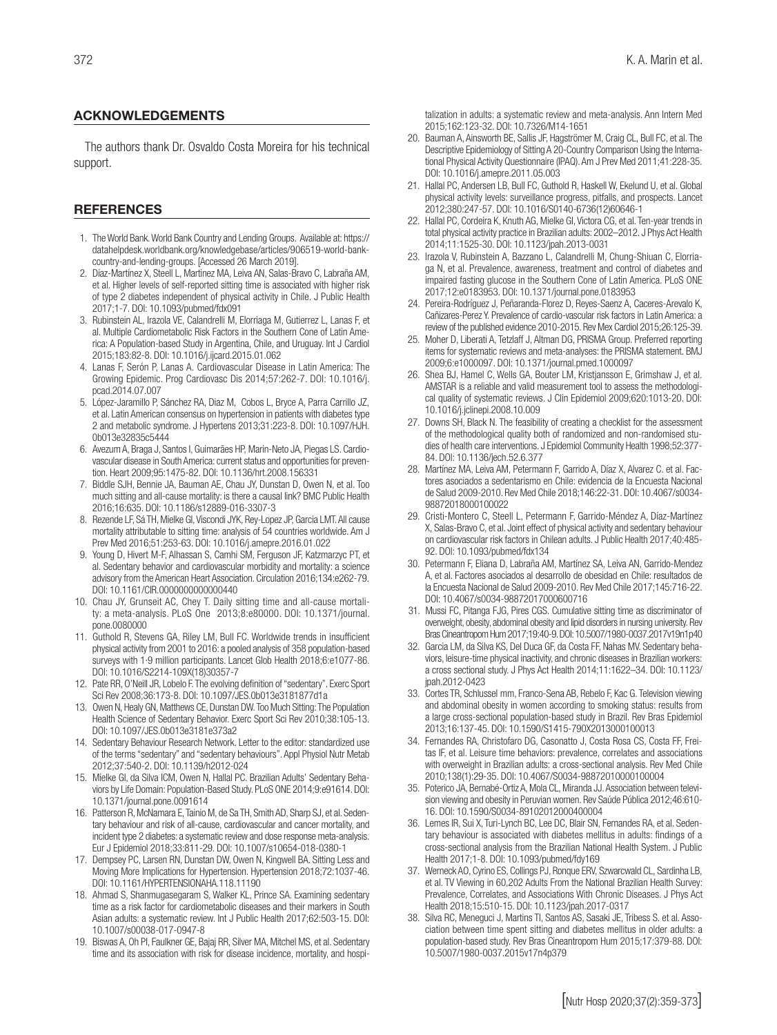## ACKNOWLEDGEMENTS

The authors thank Dr. Osvaldo Costa Moreira for his technical support.

## REFERENCES

1. The World Bank. World Bank Country and Lending Groups. Available at: https://datahelpdesk.worldbank.org/knowledgebase/articles/906519-world-bank-country-and-lending-groups. [Accessed 26 March 2019].
2. Díaz-Martínez X, Steell L, Martinez MA, Leiva AN, Salas-Bravo C, Labraña AM, et al. Higher levels of self-reported sitting time is associated with higher risk of type 2 diabetes independent of physical activity in Chile. J Public Health 2017;1-7. DOI: 10.1093/pubmed/fdx091
3. Rubinstein AL, Irazola VE, Calandrelli M, Elorriaga N, Gutierrez L, Lanas F, et al. Multiple Cardiometabolic Risk Factors in the Southern Cone of Latin America: A Population-based Study in Argentina, Chile, and Uruguay. Int J Cardiol 2015;183:82-8. DOI: 10.1016/j.ijcard.2015.01.062
4. Lanas F, Serón P, Lanas A. Cardiovascular Disease in Latin America: The Growing Epidemic. Prog Cardiovasc Dis 2014;57:262-7. DOI: 10.1016/j.pcad.2014.07.007
5. López-Jaramillo P, Sánchez RA, Diaz M, Cobos L, Bryce A, Parra Carrillo JZ, et al. Latin American consensus on hypertension in patients with diabetes type 2 and metabolic syndrome. J Hypertens 2013;31:223-8. DOI: 10.1097/HJH.0b013e32835c5444
6. Avezum A, Braga J, Santos I, Guimarães HP, Marin-Neto JA, Piegas LS. Cardiovascular disease in South America: current status and opportunities for prevention. Heart 2009;95:1475-82. DOI: 10.1136/hrt.2008.156331
7. Biddle SJH, Bennie JA, Bauman AE, Chau JY, Dunstan D, Owen N, et al. Too much sitting and all-cause mortality: is there a causal link? BMC Public Health 2016;16:635. DOI: 10.1186/s12889-016-3307-3
8. Rezende LF, Sá TH, Mielke GI, Viscondi JYK, Rey-Lopez JP, Garcia LMT. All cause mortality attributable to sitting time: analysis of 54 countries worldwide. Am J Prev Med 2016;51:253-63. DOI: 10.1016/j.amepre.2016.01.022
9. Young D, Hivert M-F, Alhassan S, Camhi SM, Ferguson JF, Katzmarzyc PT, et al. Sedentary behavior and cardiovascular morbidity and mortality: a science advisory from the American Heart Association. Circulation 2016;134:e262-79. DOI: 10.1161/CIR.0000000000000440
10. Chau JY, Grunseit AC, Chey T. Daily sitting time and all-cause mortality: a meta-analysis. PLoS One 2013;8:e80000. DOI: 10.1371/journal.pone.0080000
11. Guthold R, Stevens GA, Riley LM, Bull FC. Worldwide trends in insufficient physical activity from 2001 to 2016: a pooled analysis of 358 population-based surveys with 1·9 million participants. Lancet Glob Health 2018;6:e1077-86. DOI: 10.1016/S2214-109X(18)30357-7
12. Pate RR, O'Neill JR, Lobelo F. The evolving definition of "sedentary". Exerc Sport Sci Rev 2008;36:173-8. DOI: 10.1097/JES.0b013e3181877d1a
13. Owen N, Healy GN, Matthews CE, Dunstan DW. Too Much Sitting: The Population Health Science of Sedentary Behavior. Exerc Sport Sci Rev 2010;38:105-13. DOI: 10.1097/JES.0b013e3181e373a2
14. Sedentary Behaviour Research Network. Letter to the editor: standardized use of the terms "sedentary" and "sedentary behaviours". Appl Physiol Nutr Metab 2012;37:540-2. DOI: 10.1139/h2012-024
15. Mielke GI, da Silva ICM, Owen N, Hallal PC. Brazilian Adults' Sedentary Behaviors by Life Domain: Population-Based Study. PLoS ONE 2014;9:e91614. DOI: 10.1371/journal.pone.0091614
16. Patterson R, McNamara E, Tainio M, de Sa TH, Smith AD, Sharp SJ, et al. Sedentary behaviour and risk of all-cause, cardiovascular and cancer mortality, and incident type 2 diabetes: a systematic review and dose response meta-analysis. Eur J Epidemiol 2018;33:811-29. DOI: 10.1007/s10654-018-0380-1
17. Dempsey PC, Larsen RN, Dunstan DW, Owen N, Kingwell BA. Sitting Less and Moving More Implications for Hypertension. Hypertension 2018;72:1037-46. DOI: 10.1161/HYPERTENSIONAHA.118.11190
18. Ahmad S, Shanmugasegaram S, Walker KL, Prince SA. Examining sedentary time as a risk factor for cardiometabolic diseases and their markers in South Asian adults: a systematic review. Int J Public Health 2017;62:503-15. DOI: 10.1007/s00038-017-0947-8
19. Biswas A, Oh PI, Faulkner GE, Bajaj RR, Silver MA, Mitchel MS, et al. Sedentary time and its association with risk for disease incidence, mortality, and hospitalization in adults: a systematic review and meta-analysis. Ann Intern Med 2015;162:123-32. DOI: 10.7326/M14-1651
20. Bauman A, Ainsworth BE, Sallis JF, Hagströmer M, Craig CL, Bull FC, et al. The Descriptive Epidemiology of Sitting A 20-Country Comparison Using the International Physical Activity Questionnaire (IPAQ). Am J Prev Med 2011;41:228-35. DOI: 10.1016/j.amepre.2011.05.003
21. Hallal PC, Andersen LB, Bull FC, Guthold R, Haskell W, Ekelund U, et al. Global physical activity levels: surveillance progress, pitfalls, and prospects. Lancet 2012;380:247-57. DOI: 10.1016/S0140-6736(12)60646-1
22. Hallal PC, Cordeira K, Knuth AG, Mielke GI, Victora CG, et al. Ten-year trends in total physical activity practice in Brazilian adults: 2002–2012. J Phys Act Health 2014;11:1525-30. DOI: 10.1123/jpah.2013-0031
23. Irazola V, Rubinstein A, Bazzano L, Calandrelli M, Chung-Shiuan C, Elorriaga N, et al. Prevalence, awareness, treatment and control of diabetes and impaired fasting glucose in the Southern Cone of Latin America. PLoS ONE 2017;12:e0183953. DOI: 10.1371/journal.pone.0183953
24. Pereira-Rodríguez J, Peñaranda-Florez D, Reyes-Saenz A, Caceres-Arevalo K, Cañizares-Perez Y. Prevalence of cardio-vascular risk factors in Latin America: a review of the published evidence 2010-2015. Rev Mex Cardiol 2015;26:125-39.
25. Moher D, Liberati A, Tetzlaff J, Altman DG, PRISMA Group. Preferred reporting items for systematic reviews and meta-analyses: the PRISMA statement. BMJ 2009;6:e1000097. DOI: 10.1371/journal.pmed.1000097
26. Shea BJ, Hamel C, Wells GA, Bouter LM, Kristjansson E, Grimshaw J, et al. AMSTAR is a reliable and valid measurement tool to assess the methodological quality of systematic reviews. J Clin Epidemiol 2009;620:1013-20. DOI: 10.1016/j.jclinepi.2008.10.009
27. Downs SH, Black N. The feasibility of creating a checklist for the assessment of the methodological quality both of randomized and non-randomised studies of health care interventions. J Epidemiol Community Health 1998;52:377-84. DOI: 10.1136/jech.52.6.377
28. Martínez MA, Leiva AM, Petermann F, Garrido A, Díaz X, Alvarez C. et al. Factores asociados a sedentarismo en Chile: evidencia de la Encuesta Nacional de Salud 2009-2010. Rev Med Chile 2018;146:22-31. DOI: 10.4067/s0034-98872018000100022
29. Cristi-Montero C, Steell L, Petermann F, Garrido-Méndez A, Díaz-Martínez X, Salas-Bravo C, et al. Joint effect of physical activity and sedentary behaviour on cardiovascular risk factors in Chilean adults. J Public Health 2017;40:485-92. DOI: 10.1093/pubmed/fdx134
30. Petermann F, Eliana D, Labraña AM, Martínez SA, Leiva AN, Garrido-Mendez A, et al. Factores asociados al desarrollo de obesidad en Chile: resultados de la Encuesta Nacional de Salud 2009-2010. Rev Med Chile 2017;145:716-22. DOI: 10.4067/s0034-98872017000600716
31. Mussi FC, Pitanga FJG, Pires CGS. Cumulative sitting time as discriminator of overweight, obesity, abdominal obesity and lipid disorders in nursing university. Rev Bras Cineantropom Hum 2017;19:40-9. DOI: 10.5007/1980-0037.2017v19n1p40
32. Garcia LM, da Silva KS, Del Duca GF, da Costa FF, Nahas MV. Sedentary behaviors, leisure-time physical inactivity, and chronic diseases in Brazilian workers: a cross sectional study. J Phys Act Health 2014;11:1622–34. DOI: 10.1123/jpah.2012-0423
33. Cortes TR, Schlussel mm, Franco-Sena AB, Rebelo F, Kac G. Television viewing and abdominal obesity in women according to smoking status: results from a large cross-sectional population-based study in Brazil. Rev Bras Epidemiol 2013;16:137-45. DOI: 10.1590/S1415-790X2013000100013
34. Fernandes RA, Christofaro DG, Casonatto J, Costa Rosa CS, Costa FF, Freitas IF, et al. Leisure time behaviors: prevalence, correlates and associations with overweight in Brazilian adults: a cross-sectional analysis. Rev Med Chile 2010;138(1):29-35. DOI: 10.4067/S0034-98872010000100004
35. Poterico JA, Bernabé-Ortiz A, Mola CL, Miranda JJ. Association between television viewing and obesity in Peruvian women. Rev Saúde Pública 2012;46:610-16. DOI: 10.1590/S0034-89102012000400004
36. Lemes IR, Sui X, Turi-Lynch BC, Lee DC, Blair SN, Fernandes RA, et al. Sedentary behaviour is associated with diabetes mellitus in adults: findings of a cross-sectional analysis from the Brazilian National Health System. J Public Health 2017;1-8. DOI: 10.1093/pubmed/fdy169
37. Werneck AO, Cyrino ES, Collings PJ, Ronque ERV, Szwarcwald CL, Sardinha LB, et al. TV Viewing in 60,202 Adults From the National Brazilian Health Survey: Prevalence, Correlates, and Associations With Chronic Diseases. J Phys Act Health 2018;15:510-15. DOI: 10.1123/jpah.2017-0317
38. Silva RC, Meneguci J, Martins TI, Santos AS, Sasaki JE, Tribess S. et al. Association between time spent sitting and diabetes mellitus in older adults: a population-based study. Rev Bras Cineantropom Hum 2015;17:379-88. DOI: 10.5007/1980-0037.2015v17n4p379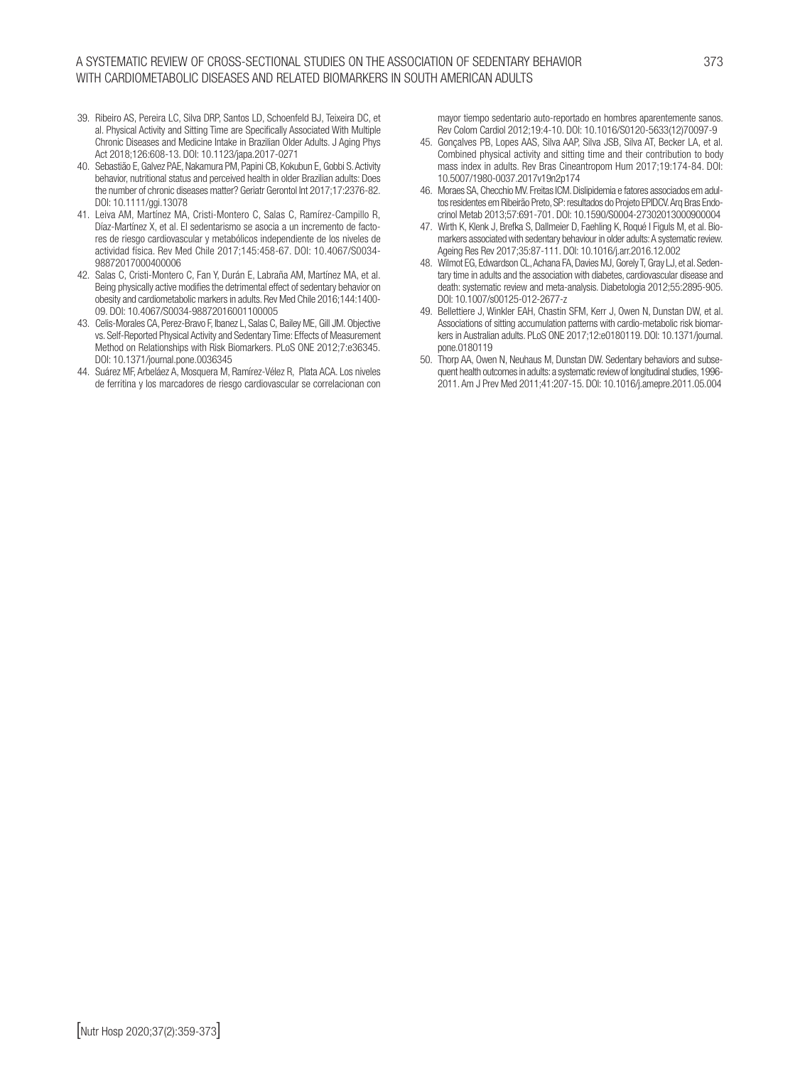39. Ribeiro AS, Pereira LC, Silva DRP, Santos LD, Schoenfeld BJ, Teixeira DC, et al. Physical Activity and Sitting Time are Specifically Associated With Multiple Chronic Diseases and Medicine Intake in Brazilian Older Adults. J Aging Phys Act 2018;126:608-13. DOI: 10.1123/japa.2017-0271
40. Sebastião E, Galvez PAE, Nakamura PM, Papini CB, Kokubun E, Gobbi S. Activity behavior, nutritional status and perceived health in older Brazilian adults: Does the number of chronic diseases matter? Geriatr Gerontol Int 2017;17:2376-82. DOI: 10.1111/ggi.13078
41. Leiva AM, Martínez MA, Cristi-Montero C, Salas C, Ramírez-Campillo R, Díaz-Martínez X, et al. El sedentarismo se asocia a un incremento de factores de riesgo cardiovascular y metabólicos independiente de los niveles de actividad física. Rev Med Chile 2017;145:458-67. DOI: 10.4067/S0034-98872017000400006
42. Salas C, Cristi-Montero C, Fan Y, Durán E, Labraña AM, Martínez MA, et al. Being physically active modifies the detrimental effect of sedentary behavior on obesity and cardiometabolic markers in adults. Rev Med Chile 2016;144:1400-09. DOI: 10.4067/S0034-98872016001100005
43. Celis-Morales CA, Perez-Bravo F, Ibanez L, Salas C, Bailey ME, Gill JM. Objective vs. Self-Reported Physical Activity and Sedentary Time: Effects of Measurement Method on Relationships with Risk Biomarkers. PLoS ONE 2012;7:e36345. DOI: 10.1371/journal.pone.0036345
44. Suárez MF, Arbeláez A, Mosquera M, Ramírez-Vélez R, Plata ACA. Los niveles de ferritina y los marcadores de riesgo cardiovascular se correlacionan con mayor tiempo sedentario auto-reportado en hombres aparentemente sanos. Rev Colom Cardiol 2012;19:4-10. DOI: 10.1016/S0120-5633(12)70097-9
45. Gonçalves PB, Lopes AAS, Silva AAP, Silva JSB, Silva AT, Becker LA, et al. Combined physical activity and sitting time and their contribution to body mass index in adults. Rev Bras Cineantropom Hum 2017;19:174-84. DOI: 10.5007/1980-0037.2017v19n2p174
46. Moraes SA, Checchio MV. Freitas ICM. Dislipidemia e fatores associados em adultos residentes em Ribeirão Preto, SP: resultados do Projeto EPIDCV. Arq Bras Endocrinol Metab 2013;57:691-701. DOI: 10.1590/S0004-27302013000900004
47. Wirth K, Klenk J, Brefka S, Dallmeier D, Faehling K, Roqué I Figuls M, et al. Biomarkers associated with sedentary behaviour in older adults: A systematic review. Ageing Res Rev 2017;35:87-111. DOI: 10.1016/j.arr.2016.12.002
48. Wilmot EG, Edwardson CL, Achana FA, Davies MJ, Gorely T, Gray LJ, et al. Sedentary time in adults and the association with diabetes, cardiovascular disease and death: systematic review and meta-analysis. Diabetologia 2012;55:2895-905. DOI: 10.1007/s00125-012-2677-z
49. Bellettiere J, Winkler EAH, Chastin SFM, Kerr J, Owen N, Dunstan DW, et al. Associations of sitting accumulation patterns with cardio-metabolic risk biomarkers in Australian adults. PLoS ONE 2017;12:e0180119. DOI: 10.1371/journal.pone.0180119
50. Thorp AA, Owen N, Neuhaus M, Dunstan DW. Sedentary behaviors and subsequent health outcomes in adults: a systematic review of longitudinal studies, 1996-2011. Am J Prev Med 2011;41:207-15. DOI: 10.1016/j.amepre.2011.05.004